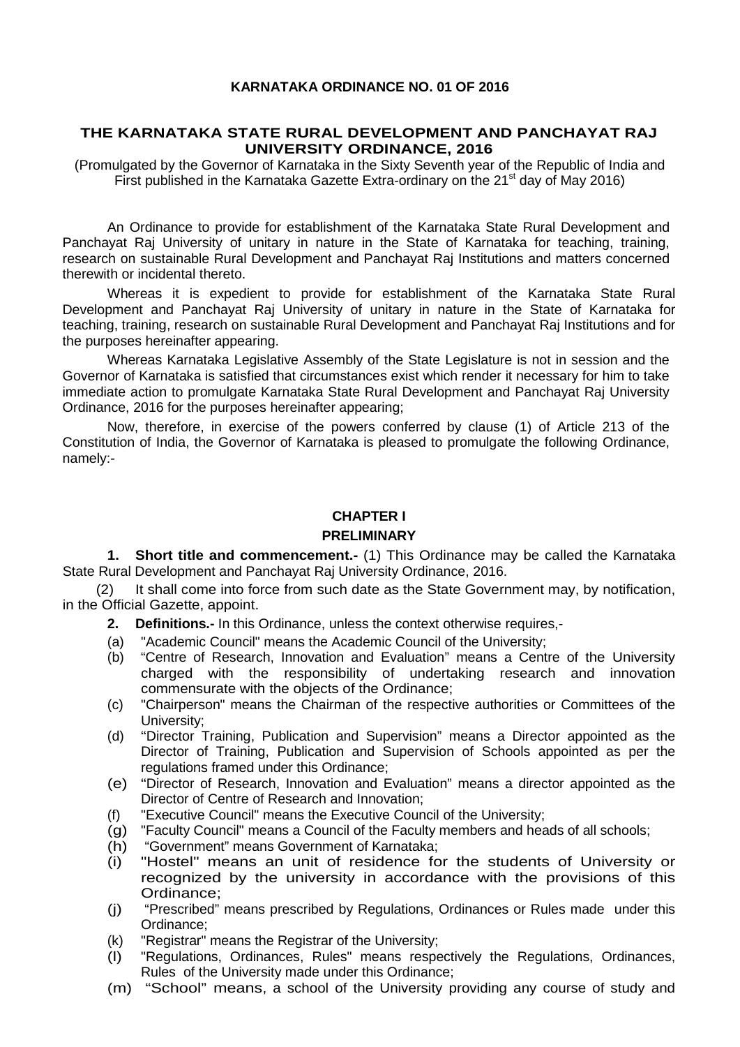**KARNATAKA ORDINANCE NO. 01 OF 2016**

# THE KARNATAKA STATE RURAL DEVELOPMENT AND PANCHAYAT RAJ UNIVERSITY ORDINANCE, 2016

(Promulgated by the Governor of Karnataka in the Sixty Seventh year of the Republic of India and First published in the Karnataka Gazette Extra-ordinary on the 21st day of May 2016)

An Ordinance to provide for establishment of the Karnataka State Rural Development and Panchayat Raj University of unitary in nature in the State of Karnataka for teaching, training, research on sustainable Rural Development and Panchayat Raj Institutions and matters concerned therewith or incidental thereto.

Whereas it is expedient to provide for establishment of the Karnataka State Rural Development and Panchayat Raj University of unitary in nature in the State of Karnataka for teaching, training, research on sustainable Rural Development and Panchayat Raj Institutions and for the purposes hereinafter appearing.

Whereas Karnataka Legislative Assembly of the State Legislature is not in session and the Governor of Karnataka is satisfied that circumstances exist which render it necessary for him to take immediate action to promulgate Karnataka State Rural Development and Panchayat Raj University Ordinance, 2016 for the purposes hereinafter appearing;

Now, therefore, in exercise of the powers conferred by clause (1) of Article 213 of the Constitution of India, the Governor of Karnataka is pleased to promulgate the following Ordinance, namely:-

## CHAPTER I

## PRELIMINARY

**1. Short title and commencement.-** (1) This Ordinance may be called the Karnataka State Rural Development and Panchayat Raj University Ordinance, 2016.

(2) It shall come into force from such date as the State Government may, by notification, in the Official Gazette, appoint.

**2. Definitions.-** In this Ordinance, unless the context otherwise requires,-

(a) "Academic Council" means the Academic Council of the University;

(b) "Centre of Research, Innovation and Evaluation" means a Centre of the University charged with the responsibility of undertaking research and innovation commensurate with the objects of the Ordinance;

(c) "Chairperson" means the Chairman of the respective authorities or Committees of the University;

(d) "Director Training, Publication and Supervision" means a Director appointed as the Director of Training, Publication and Supervision of Schools appointed as per the regulations framed under this Ordinance;

(e) "Director of Research, Innovation and Evaluation" means a director appointed as the Director of Centre of Research and Innovation;

(f) "Executive Council" means the Executive Council of the University;

(g) "Faculty Council" means a Council of the Faculty members and heads of all schools;

(h) "Government" means Government of Karnataka;

(i) "Hostel" means an unit of residence for the students of University or recognized by the university in accordance with the provisions of this Ordinance;

(j) "Prescribed" means prescribed by Regulations, Ordinances or Rules made under this Ordinance;

(k) "Registrar" means the Registrar of the University;

(l) "Regulations, Ordinances, Rules" means respectively the Regulations, Ordinances, Rules of the University made under this Ordinance;

(m) "School" means, a school of the University providing any course of study and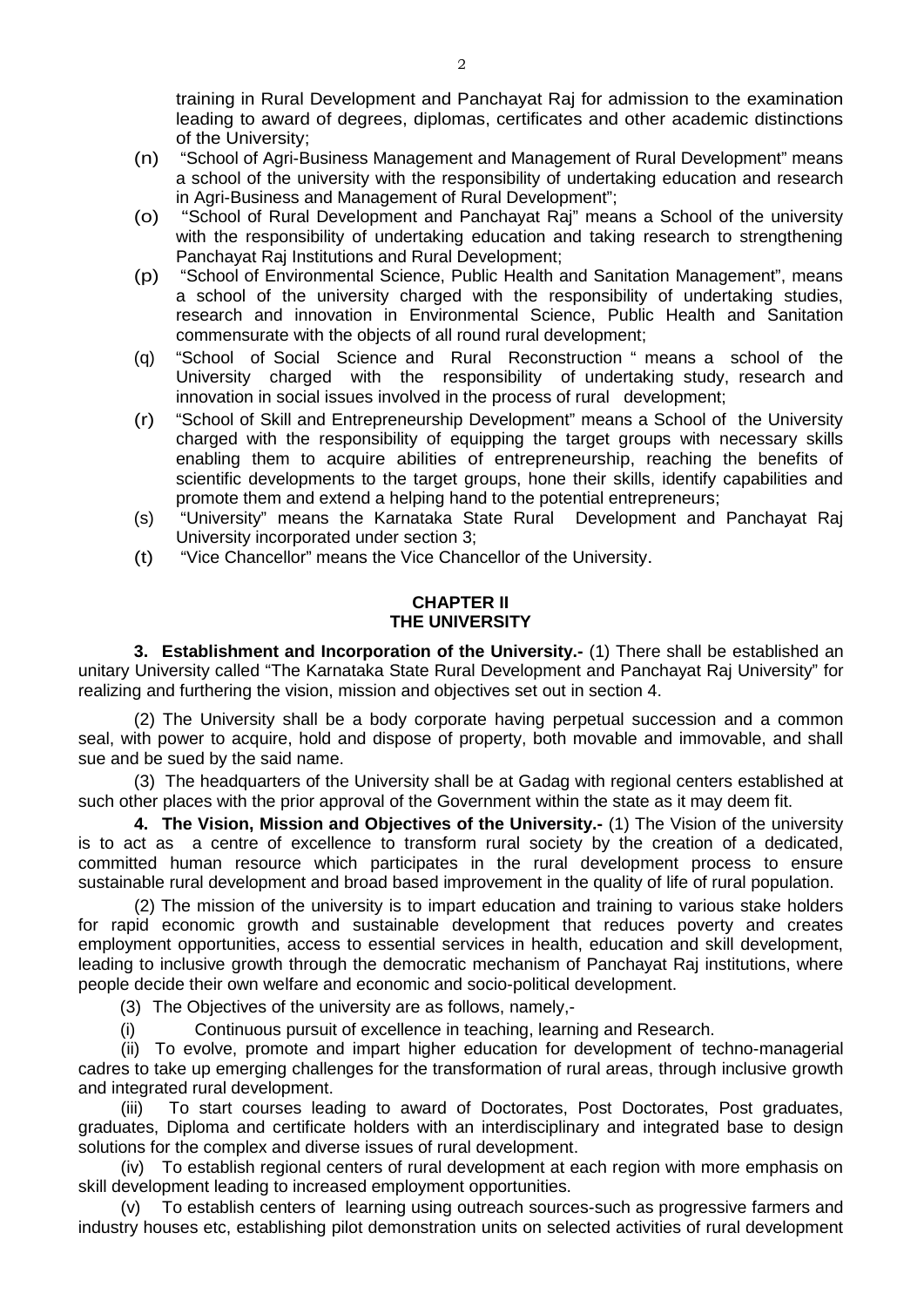training in Rural Development and Panchayat Raj for admission to the examination leading to award of degrees, diplomas, certificates and other academic distinctions of the University;

(n) "School of Agri-Business Management and Management of Rural Development" means a school of the university with the responsibility of undertaking education and research in Agri-Business and Management of Rural Development";

(o) "School of Rural Development and Panchayat Raj" means a School of the university with the responsibility of undertaking education and taking research to strengthening Panchayat Raj Institutions and Rural Development;

(p) "School of Environmental Science, Public Health and Sanitation Management", means a school of the university charged with the responsibility of undertaking studies, research and innovation in Environmental Science, Public Health and Sanitation commensurate with the objects of all round rural development;

(q) "School of Social Science and Rural Reconstruction " means a school of the University charged with the responsibility of undertaking study, research and innovation in social issues involved in the process of rural development;

(r) "School of Skill and Entrepreneurship Development" means a School of the University charged with the responsibility of equipping the target groups with necessary skills enabling them to acquire abilities of entrepreneurship, reaching the benefits of scientific developments to the target groups, hone their skills, identify capabilities and promote them and extend a helping hand to the potential entrepreneurs;

(s) "University" means the Karnataka State Rural Development and Panchayat Raj University incorporated under section 3;

(t) "Vice Chancellor" means the Vice Chancellor of the University.

## CHAPTER II
## THE UNIVERSITY

**3. Establishment and Incorporation of the University.-** (1) There shall be established an unitary University called "The Karnataka State Rural Development and Panchayat Raj University" for realizing and furthering the vision, mission and objectives set out in section 4.

(2) The University shall be a body corporate having perpetual succession and a common seal, with power to acquire, hold and dispose of property, both movable and immovable, and shall sue and be sued by the said name.

(3) The headquarters of the University shall be at Gadag with regional centers established at such other places with the prior approval of the Government within the state as it may deem fit.

**4. The Vision, Mission and Objectives of the University.-** (1) The Vision of the university is to act as a centre of excellence to transform rural society by the creation of a dedicated, committed human resource which participates in the rural development process to ensure sustainable rural development and broad based improvement in the quality of life of rural population.

(2) The mission of the university is to impart education and training to various stake holders for rapid economic growth and sustainable development that reduces poverty and creates employment opportunities, access to essential services in health, education and skill development, leading to inclusive growth through the democratic mechanism of Panchayat Raj institutions, where people decide their own welfare and economic and socio-political development.

(3) The Objectives of the university are as follows, namely,-

(i) Continuous pursuit of excellence in teaching, learning and Research.

(ii) To evolve, promote and impart higher education for development of techno-managerial cadres to take up emerging challenges for the transformation of rural areas, through inclusive growth and integrated rural development.

(iii) To start courses leading to award of Doctorates, Post Doctorates, Post graduates, graduates, Diploma and certificate holders with an interdisciplinary and integrated base to design solutions for the complex and diverse issues of rural development.

(iv) To establish regional centers of rural development at each region with more emphasis on skill development leading to increased employment opportunities.

(v) To establish centers of learning using outreach sources-such as progressive farmers and industry houses etc, establishing pilot demonstration units on selected activities of rural development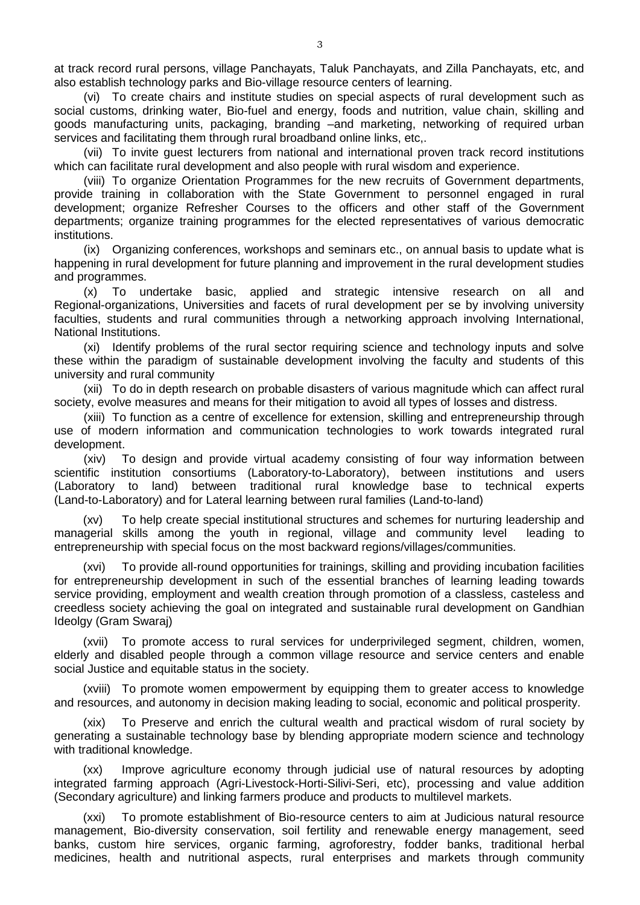at track record rural persons, village Panchayats, Taluk Panchayats, and Zilla Panchayats, etc, and also establish technology parks and Bio-village resource centers of learning.

(vi) To create chairs and institute studies on special aspects of rural development such as social customs, drinking water, Bio-fuel and energy, foods and nutrition, value chain, skilling and goods manufacturing units, packaging, branding –and marketing, networking of required urban services and facilitating them through rural broadband online links, etc,.

(vii) To invite guest lecturers from national and international proven track record institutions which can facilitate rural development and also people with rural wisdom and experience.

(viii) To organize Orientation Programmes for the new recruits of Government departments, provide training in collaboration with the State Government to personnel engaged in rural development; organize Refresher Courses to the officers and other staff of the Government departments; organize training programmes for the elected representatives of various democratic institutions.

(ix) Organizing conferences, workshops and seminars etc., on annual basis to update what is happening in rural development for future planning and improvement in the rural development studies and programmes.

(x) To undertake basic, applied and strategic intensive research on all and Regional-organizations, Universities and facets of rural development per se by involving university faculties, students and rural communities through a networking approach involving International, National Institutions.

(xi) Identify problems of the rural sector requiring science and technology inputs and solve these within the paradigm of sustainable development involving the faculty and students of this university and rural community

(xii) To do in depth research on probable disasters of various magnitude which can affect rural society, evolve measures and means for their mitigation to avoid all types of losses and distress.

(xiii) To function as a centre of excellence for extension, skilling and entrepreneurship through use of modern information and communication technologies to work towards integrated rural development.

(xiv) To design and provide virtual academy consisting of four way information between scientific institution consortiums (Laboratory-to-Laboratory), between institutions and users (Laboratory to land) between traditional rural knowledge base to technical experts (Land-to-Laboratory) and for Lateral learning between rural families (Land-to-land)

(xv) To help create special institutional structures and schemes for nurturing leadership and managerial skills among the youth in regional, village and community level leading to entrepreneurship with special focus on the most backward regions/villages/communities.

(xvi) To provide all-round opportunities for trainings, skilling and providing incubation facilities for entrepreneurship development in such of the essential branches of learning leading towards service providing, employment and wealth creation through promotion of a classless, casteless and creedless society achieving the goal on integrated and sustainable rural development on Gandhian Ideolgy (Gram Swaraj)

(xvii) To promote access to rural services for underprivileged segment, children, women, elderly and disabled people through a common village resource and service centers and enable social Justice and equitable status in the society.

(xviii) To promote women empowerment by equipping them to greater access to knowledge and resources, and autonomy in decision making leading to social, economic and political prosperity.

(xix) To Preserve and enrich the cultural wealth and practical wisdom of rural society by generating a sustainable technology base by blending appropriate modern science and technology with traditional knowledge.

(xx) Improve agriculture economy through judicial use of natural resources by adopting integrated farming approach (Agri-Livestock-Horti-Silivi-Seri, etc), processing and value addition (Secondary agriculture) and linking farmers produce and products to multilevel markets.

(xxi) To promote establishment of Bio-resource centers to aim at Judicious natural resource management, Bio-diversity conservation, soil fertility and renewable energy management, seed banks, custom hire services, organic farming, agroforestry, fodder banks, traditional herbal medicines, health and nutritional aspects, rural enterprises and markets through community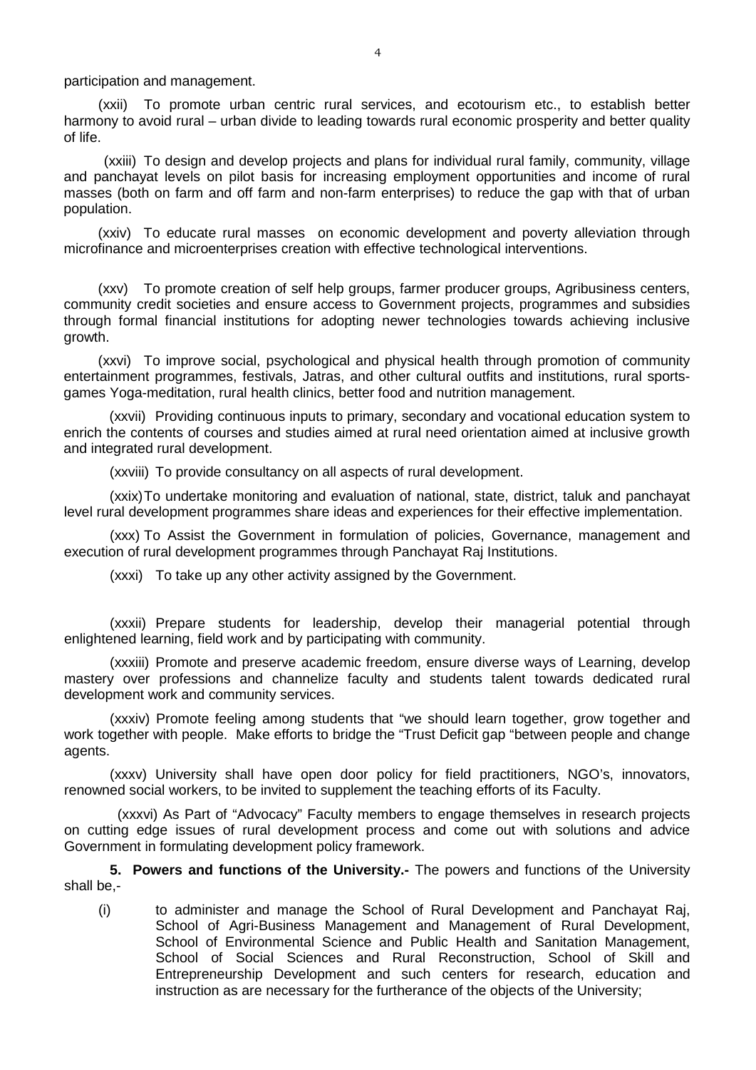participation and management.

(xxii) To promote urban centric rural services, and ecotourism etc., to establish better harmony to avoid rural – urban divide to leading towards rural economic prosperity and better quality of life.

(xxiii) To design and develop projects and plans for individual rural family, community, village and panchayat levels on pilot basis for increasing employment opportunities and income of rural masses (both on farm and off farm and non-farm enterprises) to reduce the gap with that of urban population.

(xxiv) To educate rural masses on economic development and poverty alleviation through microfinance and microenterprises creation with effective technological interventions.

(xxv) To promote creation of self help groups, farmer producer groups, Agribusiness centers, community credit societies and ensure access to Government projects, programmes and subsidies through formal financial institutions for adopting newer technologies towards achieving inclusive growth.

(xxvi) To improve social, psychological and physical health through promotion of community entertainment programmes, festivals, Jatras, and other cultural outfits and institutions, rural sports-games Yoga-meditation, rural health clinics, better food and nutrition management.

(xxvii) Providing continuous inputs to primary, secondary and vocational education system to enrich the contents of courses and studies aimed at rural need orientation aimed at inclusive growth and integrated rural development.

(xxviii) To provide consultancy on all aspects of rural development.

(xxix) To undertake monitoring and evaluation of national, state, district, taluk and panchayat level rural development programmes share ideas and experiences for their effective implementation.

(xxx) To Assist the Government in formulation of policies, Governance, management and execution of rural development programmes through Panchayat Raj Institutions.

(xxxi) To take up any other activity assigned by the Government.

(xxxii) Prepare students for leadership, develop their managerial potential through enlightened learning, field work and by participating with community.

(xxxiii) Promote and preserve academic freedom, ensure diverse ways of Learning, develop mastery over professions and channelize faculty and students talent towards dedicated rural development work and community services.

(xxxiv) Promote feeling among students that "we should learn together, grow together and work together with people. Make efforts to bridge the "Trust Deficit gap "between people and change agents.

(xxxv) University shall have open door policy for field practitioners, NGO's, innovators, renowned social workers, to be invited to supplement the teaching efforts of its Faculty.

(xxxvi) As Part of "Advocacy" Faculty members to engage themselves in research projects on cutting edge issues of rural development process and come out with solutions and advice Government in formulating development policy framework.

**5. Powers and functions of the University.-** The powers and functions of the University shall be,-

(i) to administer and manage the School of Rural Development and Panchayat Raj, School of Agri-Business Management and Management of Rural Development, School of Environmental Science and Public Health and Sanitation Management, School of Social Sciences and Rural Reconstruction, School of Skill and Entrepreneurship Development and such centers for research, education and instruction as are necessary for the furtherance of the objects of the University;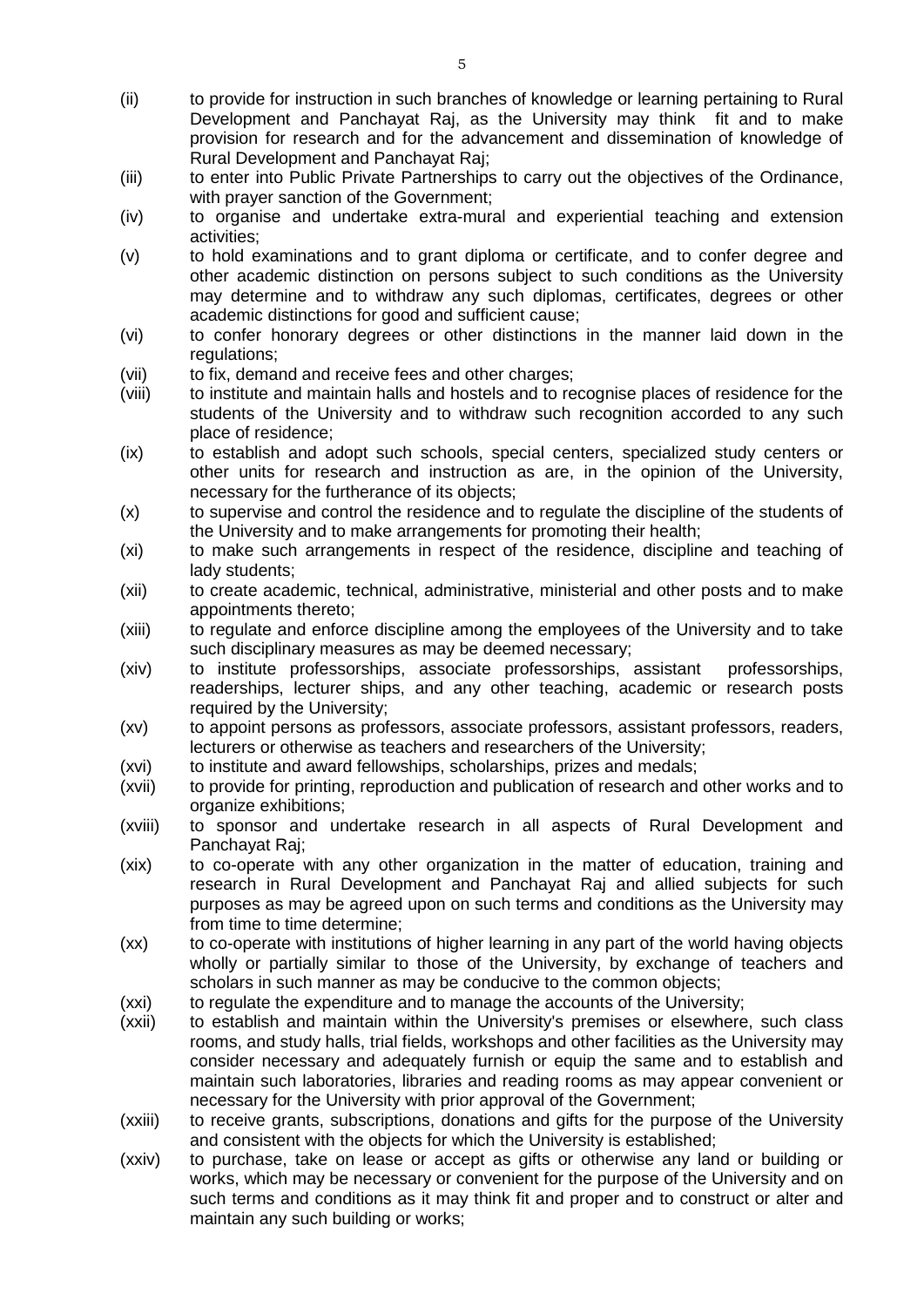(ii) to provide for instruction in such branches of knowledge or learning pertaining to Rural Development and Panchayat Raj, as the University may think fit and to make provision for research and for the advancement and dissemination of knowledge of Rural Development and Panchayat Raj;

(iii) to enter into Public Private Partnerships to carry out the objectives of the Ordinance, with prayer sanction of the Government;

(iv) to organise and undertake extra-mural and experiential teaching and extension activities;

(v) to hold examinations and to grant diploma or certificate, and to confer degree and other academic distinction on persons subject to such conditions as the University may determine and to withdraw any such diplomas, certificates, degrees or other academic distinctions for good and sufficient cause;

(vi) to confer honorary degrees or other distinctions in the manner laid down in the regulations;

(vii) to fix, demand and receive fees and other charges;

(viii) to institute and maintain halls and hostels and to recognise places of residence for the students of the University and to withdraw such recognition accorded to any such place of residence;

(ix) to establish and adopt such schools, special centers, specialized study centers or other units for research and instruction as are, in the opinion of the University, necessary for the furtherance of its objects;

(x) to supervise and control the residence and to regulate the discipline of the students of the University and to make arrangements for promoting their health;

(xi) to make such arrangements in respect of the residence, discipline and teaching of lady students;

(xii) to create academic, technical, administrative, ministerial and other posts and to make appointments thereto;

(xiii) to regulate and enforce discipline among the employees of the University and to take such disciplinary measures as may be deemed necessary;

(xiv) to institute professorships, associate professorships, assistant professorships, readerships, lecturer ships, and any other teaching, academic or research posts required by the University;

(xv) to appoint persons as professors, associate professors, assistant professors, readers, lecturers or otherwise as teachers and researchers of the University;

(xvi) to institute and award fellowships, scholarships, prizes and medals;

(xvii) to provide for printing, reproduction and publication of research and other works and to organize exhibitions;

(xviii) to sponsor and undertake research in all aspects of Rural Development and Panchayat Raj;

(xix) to co-operate with any other organization in the matter of education, training and research in Rural Development and Panchayat Raj and allied subjects for such purposes as may be agreed upon on such terms and conditions as the University may from time to time determine;

(xx) to co-operate with institutions of higher learning in any part of the world having objects wholly or partially similar to those of the University, by exchange of teachers and scholars in such manner as may be conducive to the common objects;

(xxi) to regulate the expenditure and to manage the accounts of the University;

(xxii) to establish and maintain within the University's premises or elsewhere, such class rooms, and study halls, trial fields, workshops and other facilities as the University may consider necessary and adequately furnish or equip the same and to establish and maintain such laboratories, libraries and reading rooms as may appear convenient or necessary for the University with prior approval of the Government;

(xxiii) to receive grants, subscriptions, donations and gifts for the purpose of the University and consistent with the objects for which the University is established;

(xxiv) to purchase, take on lease or accept as gifts or otherwise any land or building or works, which may be necessary or convenient for the purpose of the University and on such terms and conditions as it may think fit and proper and to construct or alter and maintain any such building or works;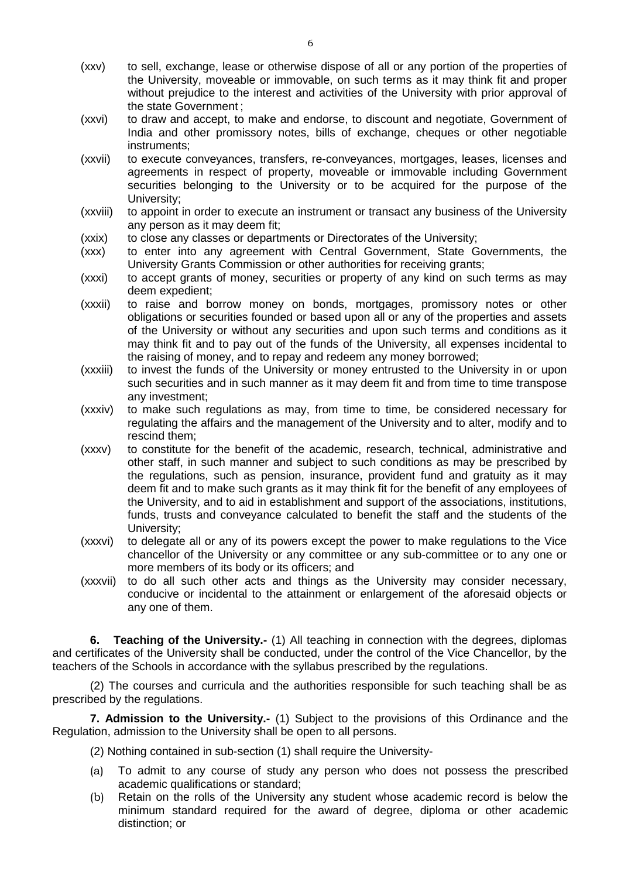(xxv) to sell, exchange, lease or otherwise dispose of all or any portion of the properties of the University, moveable or immovable, on such terms as it may think fit and proper without prejudice to the interest and activities of the University with prior approval of the state Government ;

(xxvi) to draw and accept, to make and endorse, to discount and negotiate, Government of India and other promissory notes, bills of exchange, cheques or other negotiable instruments;

(xxvii) to execute conveyances, transfers, re-conveyances, mortgages, leases, licenses and agreements in respect of property, moveable or immovable including Government securities belonging to the University or to be acquired for the purpose of the University;

(xxviii) to appoint in order to execute an instrument or transact any business of the University any person as it may deem fit;

(xxix) to close any classes or departments or Directorates of the University;

(xxx) to enter into any agreement with Central Government, State Governments, the University Grants Commission or other authorities for receiving grants;

(xxxi) to accept grants of money, securities or property of any kind on such terms as may deem expedient;

(xxxii) to raise and borrow money on bonds, mortgages, promissory notes or other obligations or securities founded or based upon all or any of the properties and assets of the University or without any securities and upon such terms and conditions as it may think fit and to pay out of the funds of the University, all expenses incidental to the raising of money, and to repay and redeem any money borrowed;

(xxxiii) to invest the funds of the University or money entrusted to the University in or upon such securities and in such manner as it may deem fit and from time to time transpose any investment;

(xxxiv) to make such regulations as may, from time to time, be considered necessary for regulating the affairs and the management of the University and to alter, modify and to rescind them;

(xxxv) to constitute for the benefit of the academic, research, technical, administrative and other staff, in such manner and subject to such conditions as may be prescribed by the regulations, such as pension, insurance, provident fund and gratuity as it may deem fit and to make such grants as it may think fit for the benefit of any employees of the University, and to aid in establishment and support of the associations, institutions, funds, trusts and conveyance calculated to benefit the staff and the students of the University;

(xxxvi) to delegate all or any of its powers except the power to make regulations to the Vice chancellor of the University or any committee or any sub-committee or to any one or more members of its body or its officers; and

(xxxvii) to do all such other acts and things as the University may consider necessary, conducive or incidental to the attainment or enlargement of the aforesaid objects or any one of them.

**6. Teaching of the University.-** (1) All teaching in connection with the degrees, diplomas and certificates of the University shall be conducted, under the control of the Vice Chancellor, by the teachers of the Schools in accordance with the syllabus prescribed by the regulations.

(2) The courses and curricula and the authorities responsible for such teaching shall be as prescribed by the regulations.

**7. Admission to the University.-** (1) Subject to the provisions of this Ordinance and the Regulation, admission to the University shall be open to all persons.

(2) Nothing contained in sub-section (1) shall require the University-

(a) To admit to any course of study any person who does not possess the prescribed academic qualifications or standard;

(b) Retain on the rolls of the University any student whose academic record is below the minimum standard required for the award of degree, diploma or other academic distinction; or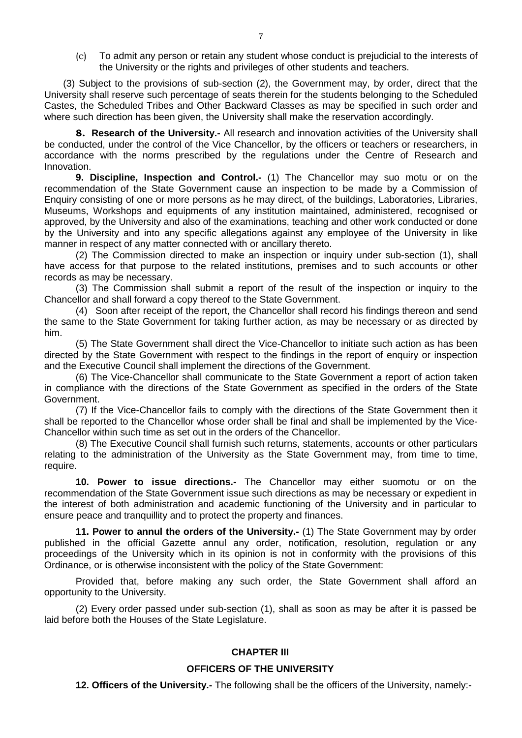(c) To admit any person or retain any student whose conduct is prejudicial to the interests of the University or the rights and privileges of other students and teachers.

(3) Subject to the provisions of sub-section (2), the Government may, by order, direct that the University shall reserve such percentage of seats therein for the students belonging to the Scheduled Castes, the Scheduled Tribes and Other Backward Classes as may be specified in such order and where such direction has been given, the University shall make the reservation accordingly.

**8. Research of the University.-** All research and innovation activities of the University shall be conducted, under the control of the Vice Chancellor, by the officers or teachers or researchers, in accordance with the norms prescribed by the regulations under the Centre of Research and Innovation.

**9. Discipline, Inspection and Control.-** (1) The Chancellor may suo motu or on the recommendation of the State Government cause an inspection to be made by a Commission of Enquiry consisting of one or more persons as he may direct, of the buildings, Laboratories, Libraries, Museums, Workshops and equipments of any institution maintained, administered, recognised or approved, by the University and also of the examinations, teaching and other work conducted or done by the University and into any specific allegations against any employee of the University in like manner in respect of any matter connected with or ancillary thereto.

(2) The Commission directed to make an inspection or inquiry under sub-section (1), shall have access for that purpose to the related institutions, premises and to such accounts or other records as may be necessary.

(3) The Commission shall submit a report of the result of the inspection or inquiry to the Chancellor and shall forward a copy thereof to the State Government.

(4) Soon after receipt of the report, the Chancellor shall record his findings thereon and send the same to the State Government for taking further action, as may be necessary or as directed by him.

(5) The State Government shall direct the Vice-Chancellor to initiate such action as has been directed by the State Government with respect to the findings in the report of enquiry or inspection and the Executive Council shall implement the directions of the Government.

(6) The Vice-Chancellor shall communicate to the State Government a report of action taken in compliance with the directions of the State Government as specified in the orders of the State Government.

(7) If the Vice-Chancellor fails to comply with the directions of the State Government then it shall be reported to the Chancellor whose order shall be final and shall be implemented by the Vice-Chancellor within such time as set out in the orders of the Chancellor.

(8) The Executive Council shall furnish such returns, statements, accounts or other particulars relating to the administration of the University as the State Government may, from time to time, require.

**10. Power to issue directions.-** The Chancellor may either suomotu or on the recommendation of the State Government issue such directions as may be necessary or expedient in the interest of both administration and academic functioning of the University and in particular to ensure peace and tranquillity and to protect the property and finances.

**11. Power to annul the orders of the University.-** (1) The State Government may by order published in the official Gazette annul any order, notification, resolution, regulation or any proceedings of the University which in its opinion is not in conformity with the provisions of this Ordinance, or is otherwise inconsistent with the policy of the State Government:

Provided that, before making any such order, the State Government shall afford an opportunity to the University.

(2) Every order passed under sub-section (1), shall as soon as may be after it is passed be laid before both the Houses of the State Legislature.

## CHAPTER III

## OFFICERS OF THE UNIVERSITY

**12. Officers of the University.-** The following shall be the officers of the University, namely:-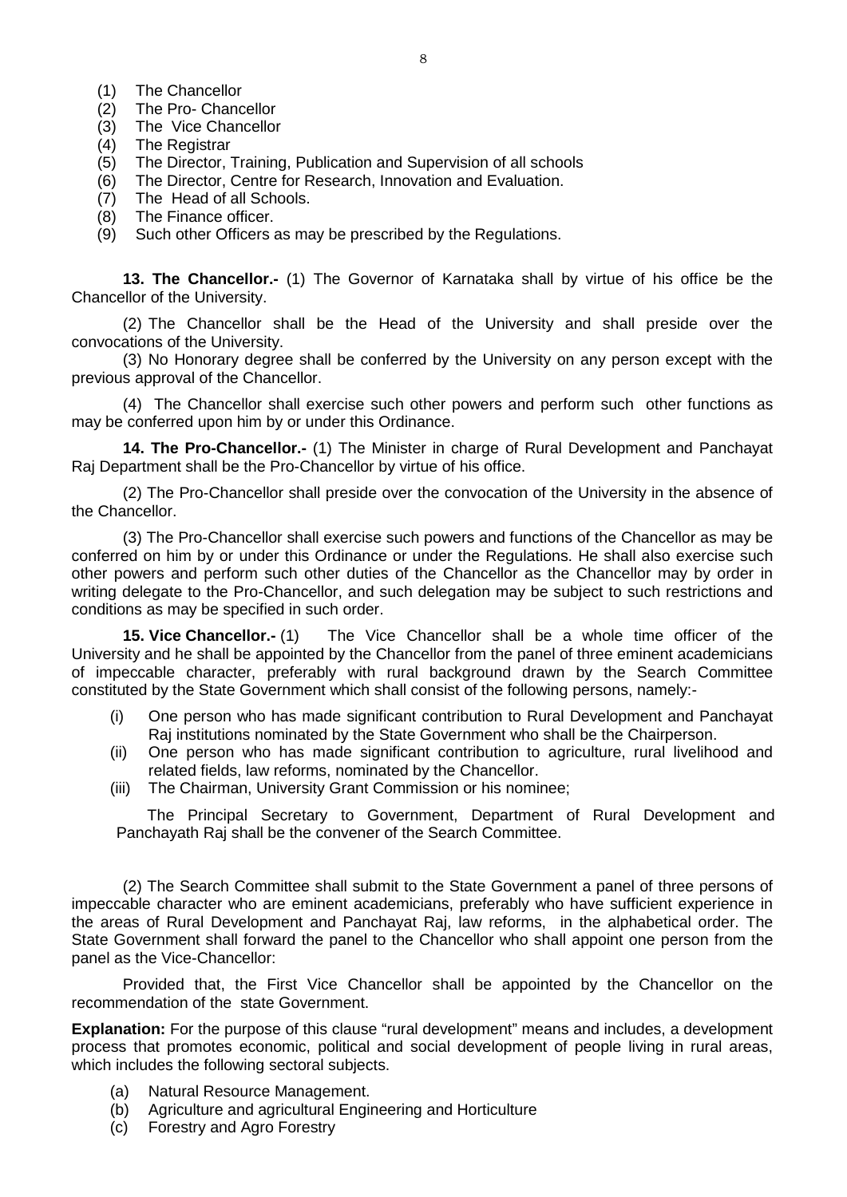(1) The Chancellor
(2) The Pro- Chancellor
(3) The Vice Chancellor
(4) The Registrar
(5) The Director, Training, Publication and Supervision of all schools
(6) The Director, Centre for Research, Innovation and Evaluation.
(7) The Head of all Schools.
(8) The Finance officer.
(9) Such other Officers as may be prescribed by the Regulations.

**13. The Chancellor.-** (1) The Governor of Karnataka shall by virtue of his office be the Chancellor of the University.

(2) The Chancellor shall be the Head of the University and shall preside over the convocations of the University.

(3) No Honorary degree shall be conferred by the University on any person except with the previous approval of the Chancellor.

(4) The Chancellor shall exercise such other powers and perform such other functions as may be conferred upon him by or under this Ordinance.

**14. The Pro-Chancellor.-** (1) The Minister in charge of Rural Development and Panchayat Raj Department shall be the Pro-Chancellor by virtue of his office.

(2) The Pro-Chancellor shall preside over the convocation of the University in the absence of the Chancellor.

(3) The Pro-Chancellor shall exercise such powers and functions of the Chancellor as may be conferred on him by or under this Ordinance or under the Regulations. He shall also exercise such other powers and perform such other duties of the Chancellor as the Chancellor may by order in writing delegate to the Pro-Chancellor, and such delegation may be subject to such restrictions and conditions as may be specified in such order.

**15. Vice Chancellor.-** (1) The Vice Chancellor shall be a whole time officer of the University and he shall be appointed by the Chancellor from the panel of three eminent academicians of impeccable character, preferably with rural background drawn by the Search Committee constituted by the State Government which shall consist of the following persons, namely:-

(i) One person who has made significant contribution to Rural Development and Panchayat Raj institutions nominated by the State Government who shall be the Chairperson.
(ii) One person who has made significant contribution to agriculture, rural livelihood and related fields, law reforms, nominated by the Chancellor.
(iii) The Chairman, University Grant Commission or his nominee;

The Principal Secretary to Government, Department of Rural Development and Panchayath Raj shall be the convener of the Search Committee.

(2) The Search Committee shall submit to the State Government a panel of three persons of impeccable character who are eminent academicians, preferably who have sufficient experience in the areas of Rural Development and Panchayat Raj, law reforms, in the alphabetical order. The State Government shall forward the panel to the Chancellor who shall appoint one person from the panel as the Vice-Chancellor:

Provided that, the First Vice Chancellor shall be appointed by the Chancellor on the recommendation of the state Government.

**Explanation:** For the purpose of this clause "rural development" means and includes, a development process that promotes economic, political and social development of people living in rural areas, which includes the following sectoral subjects.

(a) Natural Resource Management.
(b) Agriculture and agricultural Engineering and Horticulture
(c) Forestry and Agro Forestry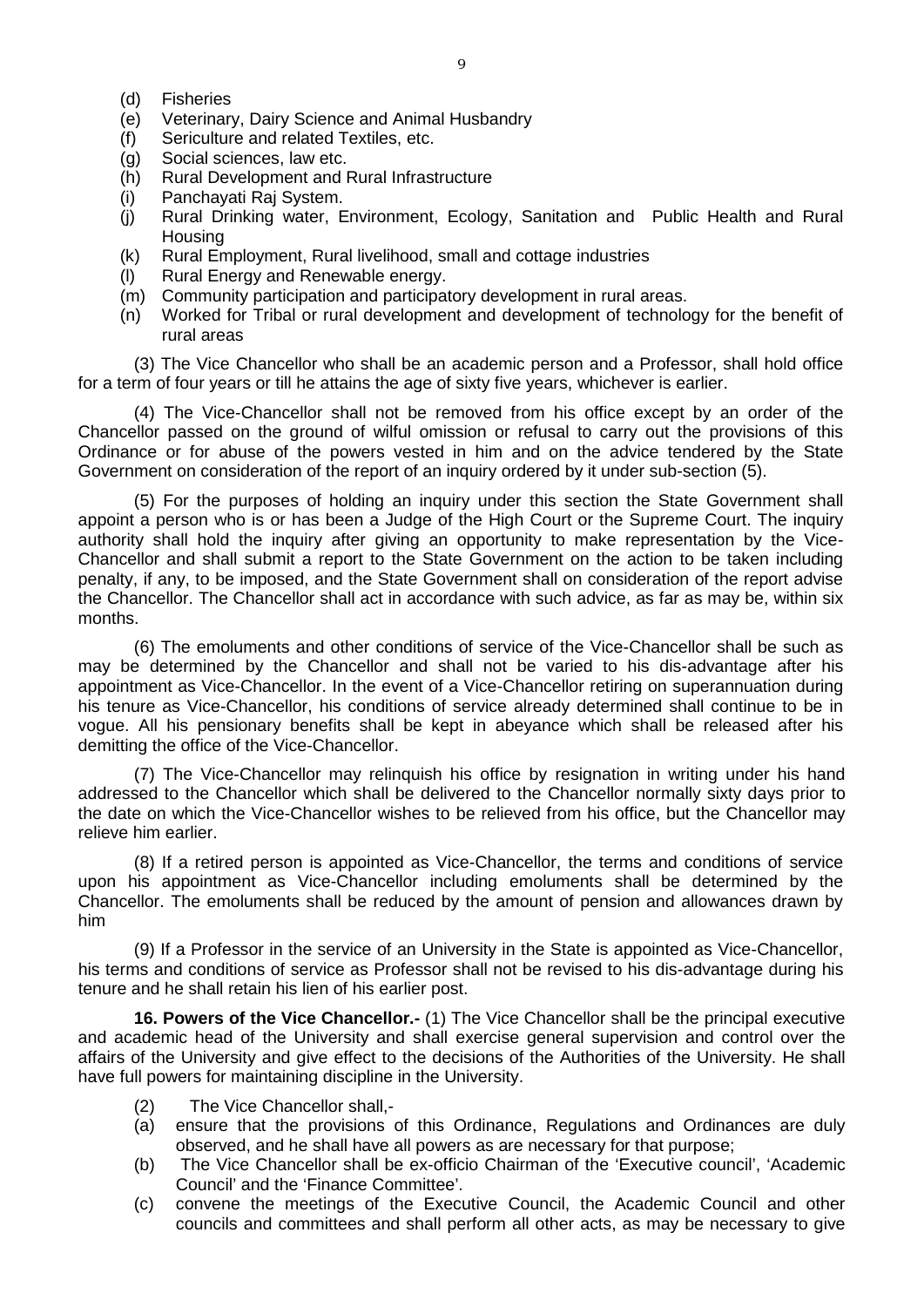(d) Fisheries
(e) Veterinary, Dairy Science and Animal Husbandry
(f) Sericulture and related Textiles, etc.
(g) Social sciences, law etc.
(h) Rural Development and Rural Infrastructure
(i) Panchayati Raj System.
(j) Rural Drinking water, Environment, Ecology, Sanitation and Public Health and Rural Housing
(k) Rural Employment, Rural livelihood, small and cottage industries
(l) Rural Energy and Renewable energy.
(m) Community participation and participatory development in rural areas.
(n) Worked for Tribal or rural development and development of technology for the benefit of rural areas

(3) The Vice Chancellor who shall be an academic person and a Professor, shall hold office for a term of four years or till he attains the age of sixty five years, whichever is earlier.

(4) The Vice-Chancellor shall not be removed from his office except by an order of the Chancellor passed on the ground of wilful omission or refusal to carry out the provisions of this Ordinance or for abuse of the powers vested in him and on the advice tendered by the State Government on consideration of the report of an inquiry ordered by it under sub-section (5).

(5) For the purposes of holding an inquiry under this section the State Government shall appoint a person who is or has been a Judge of the High Court or the Supreme Court. The inquiry authority shall hold the inquiry after giving an opportunity to make representation by the Vice-Chancellor and shall submit a report to the State Government on the action to be taken including penalty, if any, to be imposed, and the State Government shall on consideration of the report advise the Chancellor. The Chancellor shall act in accordance with such advice, as far as may be, within six months.

(6) The emoluments and other conditions of service of the Vice-Chancellor shall be such as may be determined by the Chancellor and shall not be varied to his dis-advantage after his appointment as Vice-Chancellor. In the event of a Vice-Chancellor retiring on superannuation during his tenure as Vice-Chancellor, his conditions of service already determined shall continue to be in vogue. All his pensionary benefits shall be kept in abeyance which shall be released after his demitting the office of the Vice-Chancellor.

(7) The Vice-Chancellor may relinquish his office by resignation in writing under his hand addressed to the Chancellor which shall be delivered to the Chancellor normally sixty days prior to the date on which the Vice-Chancellor wishes to be relieved from his office, but the Chancellor may relieve him earlier.

(8) If a retired person is appointed as Vice-Chancellor, the terms and conditions of service upon his appointment as Vice-Chancellor including emoluments shall be determined by the Chancellor. The emoluments shall be reduced by the amount of pension and allowances drawn by him

(9) If a Professor in the service of an University in the State is appointed as Vice-Chancellor, his terms and conditions of service as Professor shall not be revised to his dis-advantage during his tenure and he shall retain his lien of his earlier post.

**16. Powers of the Vice Chancellor.-** (1) The Vice Chancellor shall be the principal executive and academic head of the University and shall exercise general supervision and control over the affairs of the University and give effect to the decisions of the Authorities of the University. He shall have full powers for maintaining discipline in the University.

(2) The Vice Chancellor shall,-

(a) ensure that the provisions of this Ordinance, Regulations and Ordinances are duly observed, and he shall have all powers as are necessary for that purpose;
(b) The Vice Chancellor shall be ex-officio Chairman of the 'Executive council', 'Academic Council' and the 'Finance Committee'.
(c) convene the meetings of the Executive Council, the Academic Council and other councils and committees and shall perform all other acts, as may be necessary to give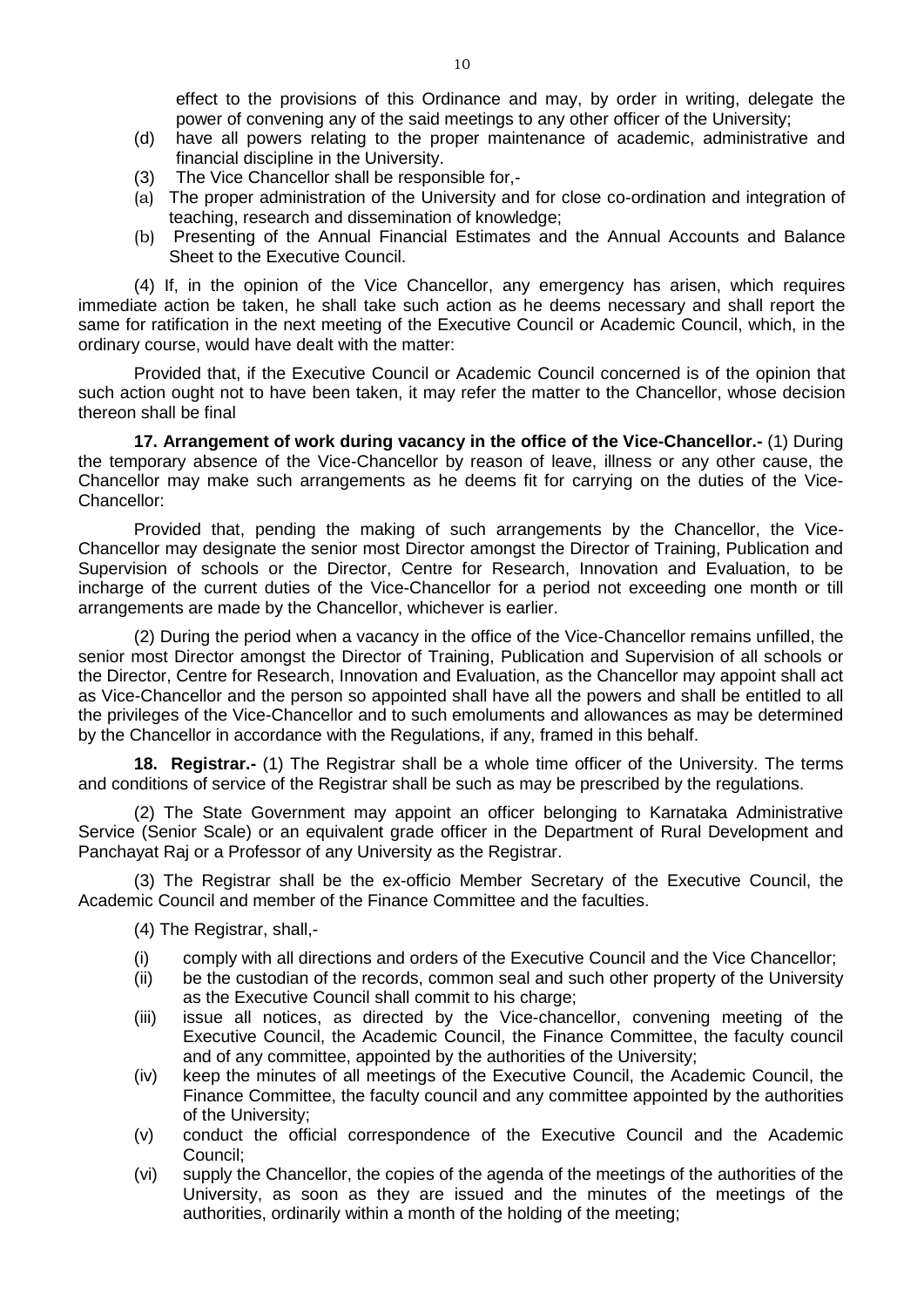effect to the provisions of this Ordinance and may, by order in writing, delegate the power of convening any of the said meetings to any other officer of the University;

(d) have all powers relating to the proper maintenance of academic, administrative and financial discipline in the University.

(3) The Vice Chancellor shall be responsible for,-

(a) The proper administration of the University and for close co-ordination and integration of teaching, research and dissemination of knowledge;

(b) Presenting of the Annual Financial Estimates and the Annual Accounts and Balance Sheet to the Executive Council.

(4) If, in the opinion of the Vice Chancellor, any emergency has arisen, which requires immediate action be taken, he shall take such action as he deems necessary and shall report the same for ratification in the next meeting of the Executive Council or Academic Council, which, in the ordinary course, would have dealt with the matter:

Provided that, if the Executive Council or Academic Council concerned is of the opinion that such action ought not to have been taken, it may refer the matter to the Chancellor, whose decision thereon shall be final

**17. Arrangement of work during vacancy in the office of the Vice-Chancellor.-** (1) During the temporary absence of the Vice-Chancellor by reason of leave, illness or any other cause, the Chancellor may make such arrangements as he deems fit for carrying on the duties of the Vice-Chancellor:

Provided that, pending the making of such arrangements by the Chancellor, the Vice-Chancellor may designate the senior most Director amongst the Director of Training, Publication and Supervision of schools or the Director, Centre for Research, Innovation and Evaluation, to be incharge of the current duties of the Vice-Chancellor for a period not exceeding one month or till arrangements are made by the Chancellor, whichever is earlier.

(2) During the period when a vacancy in the office of the Vice-Chancellor remains unfilled, the senior most Director amongst the Director of Training, Publication and Supervision of all schools or the Director, Centre for Research, Innovation and Evaluation, as the Chancellor may appoint shall act as Vice-Chancellor and the person so appointed shall have all the powers and shall be entitled to all the privileges of the Vice-Chancellor and to such emoluments and allowances as may be determined by the Chancellor in accordance with the Regulations, if any, framed in this behalf.

**18. Registrar.-** (1) The Registrar shall be a whole time officer of the University. The terms and conditions of service of the Registrar shall be such as may be prescribed by the regulations.

(2) The State Government may appoint an officer belonging to Karnataka Administrative Service (Senior Scale) or an equivalent grade officer in the Department of Rural Development and Panchayat Raj or a Professor of any University as the Registrar.

(3) The Registrar shall be the ex-officio Member Secretary of the Executive Council, the Academic Council and member of the Finance Committee and the faculties.

(4) The Registrar, shall,-

(i) comply with all directions and orders of the Executive Council and the Vice Chancellor;

(ii) be the custodian of the records, common seal and such other property of the University as the Executive Council shall commit to his charge;

(iii) issue all notices, as directed by the Vice-chancellor, convening meeting of the Executive Council, the Academic Council, the Finance Committee, the faculty council and of any committee, appointed by the authorities of the University;

(iv) keep the minutes of all meetings of the Executive Council, the Academic Council, the Finance Committee, the faculty council and any committee appointed by the authorities of the University;

(v) conduct the official correspondence of the Executive Council and the Academic Council;

(vi) supply the Chancellor, the copies of the agenda of the meetings of the authorities of the University, as soon as they are issued and the minutes of the meetings of the authorities, ordinarily within a month of the holding of the meeting;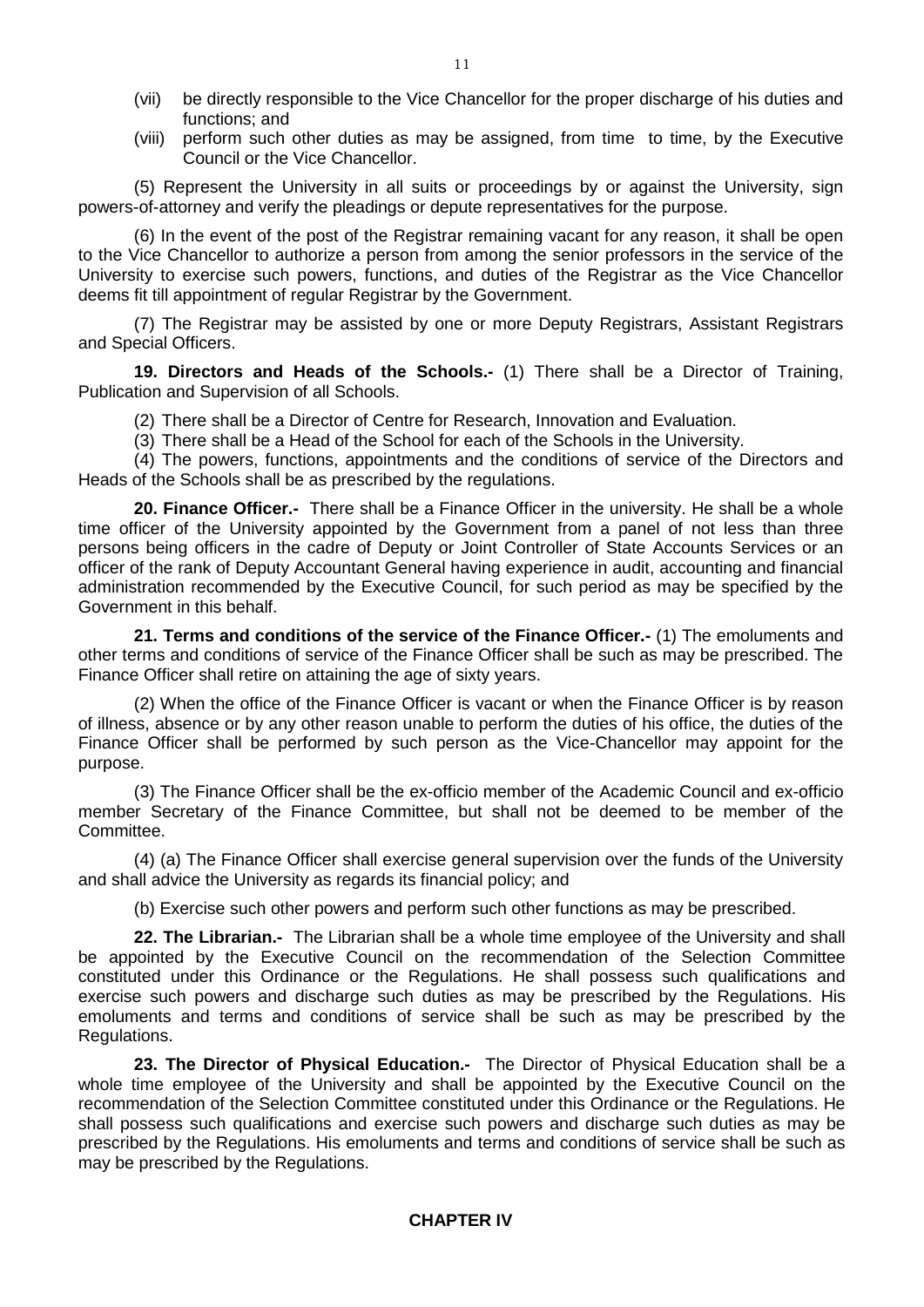(vii) be directly responsible to the Vice Chancellor for the proper discharge of his duties and functions; and

(viii) perform such other duties as may be assigned, from time to time, by the Executive Council or the Vice Chancellor.

(5) Represent the University in all suits or proceedings by or against the University, sign powers-of-attorney and verify the pleadings or depute representatives for the purpose.

(6) In the event of the post of the Registrar remaining vacant for any reason, it shall be open to the Vice Chancellor to authorize a person from among the senior professors in the service of the University to exercise such powers, functions, and duties of the Registrar as the Vice Chancellor deems fit till appointment of regular Registrar by the Government.

(7) The Registrar may be assisted by one or more Deputy Registrars, Assistant Registrars and Special Officers.

**19. Directors and Heads of the Schools.-** (1) There shall be a Director of Training, Publication and Supervision of all Schools.

(2) There shall be a Director of Centre for Research, Innovation and Evaluation.

(3) There shall be a Head of the School for each of the Schools in the University.

(4) The powers, functions, appointments and the conditions of service of the Directors and Heads of the Schools shall be as prescribed by the regulations.

**20. Finance Officer.-** There shall be a Finance Officer in the university. He shall be a whole time officer of the University appointed by the Government from a panel of not less than three persons being officers in the cadre of Deputy or Joint Controller of State Accounts Services or an officer of the rank of Deputy Accountant General having experience in audit, accounting and financial administration recommended by the Executive Council, for such period as may be specified by the Government in this behalf.

**21. Terms and conditions of the service of the Finance Officer.-** (1) The emoluments and other terms and conditions of service of the Finance Officer shall be such as may be prescribed. The Finance Officer shall retire on attaining the age of sixty years.

(2) When the office of the Finance Officer is vacant or when the Finance Officer is by reason of illness, absence or by any other reason unable to perform the duties of his office, the duties of the Finance Officer shall be performed by such person as the Vice-Chancellor may appoint for the purpose.

(3) The Finance Officer shall be the ex-officio member of the Academic Council and ex-officio member Secretary of the Finance Committee, but shall not be deemed to be member of the Committee.

(4) (a) The Finance Officer shall exercise general supervision over the funds of the University and shall advice the University as regards its financial policy; and

(b) Exercise such other powers and perform such other functions as may be prescribed.

**22. The Librarian.-** The Librarian shall be a whole time employee of the University and shall be appointed by the Executive Council on the recommendation of the Selection Committee constituted under this Ordinance or the Regulations. He shall possess such qualifications and exercise such powers and discharge such duties as may be prescribed by the Regulations. His emoluments and terms and conditions of service shall be such as may be prescribed by the Regulations.

**23. The Director of Physical Education.-** The Director of Physical Education shall be a whole time employee of the University and shall be appointed by the Executive Council on the recommendation of the Selection Committee constituted under this Ordinance or the Regulations. He shall possess such qualifications and exercise such powers and discharge such duties as may be prescribed by the Regulations. His emoluments and terms and conditions of service shall be such as may be prescribed by the Regulations.

## CHAPTER IV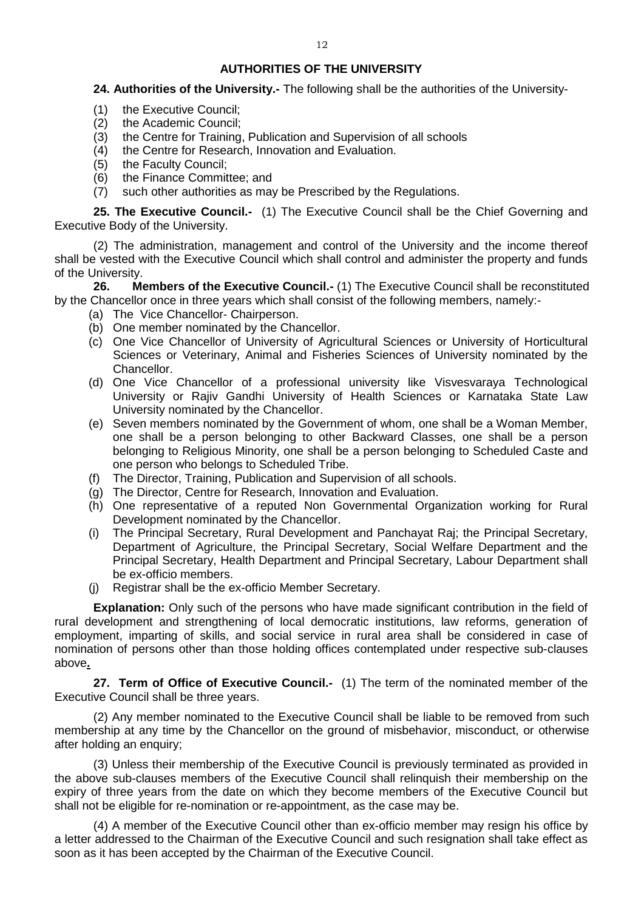## AUTHORITIES OF THE UNIVERSITY

**24. Authorities of the University.-** The following shall be the authorities of the University-

(1) the Executive Council;
(2) the Academic Council;
(3) the Centre for Training, Publication and Supervision of all schools
(4) the Centre for Research, Innovation and Evaluation.
(5) the Faculty Council;
(6) the Finance Committee; and
(7) such other authorities as may be Prescribed by the Regulations.

**25. The Executive Council.-** (1) The Executive Council shall be the Chief Governing and Executive Body of the University.

(2) The administration, management and control of the University and the income thereof shall be vested with the Executive Council which shall control and administer the property and funds of the University.

**26. Members of the Executive Council.-** (1) The Executive Council shall be reconstituted by the Chancellor once in three years which shall consist of the following members, namely:-

(a) The Vice Chancellor- Chairperson.
(b) One member nominated by the Chancellor.
(c) One Vice Chancellor of University of Agricultural Sciences or University of Horticultural Sciences or Veterinary, Animal and Fisheries Sciences of University nominated by the Chancellor.
(d) One Vice Chancellor of a professional university like Visvesvaraya Technological University or Rajiv Gandhi University of Health Sciences or Karnataka State Law University nominated by the Chancellor.
(e) Seven members nominated by the Government of whom, one shall be a Woman Member, one shall be a person belonging to other Backward Classes, one shall be a person belonging to Religious Minority, one shall be a person belonging to Scheduled Caste and one person who belongs to Scheduled Tribe.
(f) The Director, Training, Publication and Supervision of all schools.
(g) The Director, Centre for Research, Innovation and Evaluation.
(h) One representative of a reputed Non Governmental Organization working for Rural Development nominated by the Chancellor.
(i) The Principal Secretary, Rural Development and Panchayat Raj; the Principal Secretary, Department of Agriculture, the Principal Secretary, Social Welfare Department and the Principal Secretary, Health Department and Principal Secretary, Labour Department shall be ex-officio members.
(j) Registrar shall be the ex-officio Member Secretary.

**Explanation:** Only such of the persons who have made significant contribution in the field of rural development and strengthening of local democratic institutions, law reforms, generation of employment, imparting of skills, and social service in rural area shall be considered in case of nomination of persons other than those holding offices contemplated under respective sub-clauses above**.**

**27. Term of Office of Executive Council.-** (1) The term of the nominated member of the Executive Council shall be three years.

(2) Any member nominated to the Executive Council shall be liable to be removed from such membership at any time by the Chancellor on the ground of misbehavior, misconduct, or otherwise after holding an enquiry;

(3) Unless their membership of the Executive Council is previously terminated as provided in the above sub-clauses members of the Executive Council shall relinquish their membership on the expiry of three years from the date on which they become members of the Executive Council but shall not be eligible for re-nomination or re-appointment, as the case may be.

(4) A member of the Executive Council other than ex-officio member may resign his office by a letter addressed to the Chairman of the Executive Council and such resignation shall take effect as soon as it has been accepted by the Chairman of the Executive Council.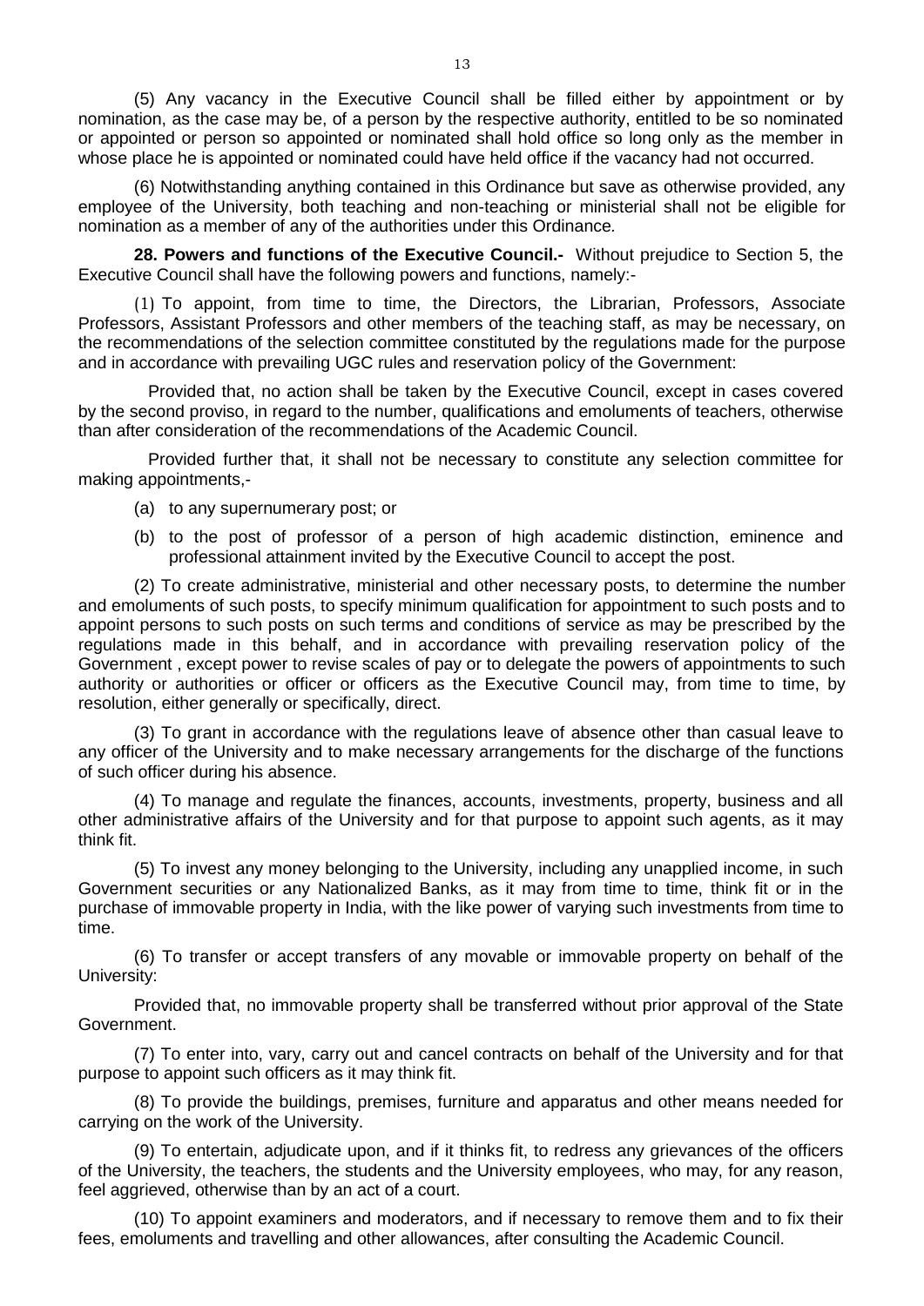(5) Any vacancy in the Executive Council shall be filled either by appointment or by nomination, as the case may be, of a person by the respective authority, entitled to be so nominated or appointed or person so appointed or nominated shall hold office so long only as the member in whose place he is appointed or nominated could have held office if the vacancy had not occurred.

(6) Notwithstanding anything contained in this Ordinance but save as otherwise provided, any employee of the University, both teaching and non-teaching or ministerial shall not be eligible for nomination as a member of any of the authorities under this Ordinance.

**28. Powers and functions of the Executive Council.-** Without prejudice to Section 5, the Executive Council shall have the following powers and functions, namely:-

(1) To appoint, from time to time, the Directors, the Librarian, Professors, Associate Professors, Assistant Professors and other members of the teaching staff, as may be necessary, on the recommendations of the selection committee constituted by the regulations made for the purpose and in accordance with prevailing UGC rules and reservation policy of the Government:

Provided that, no action shall be taken by the Executive Council, except in cases covered by the second proviso, in regard to the number, qualifications and emoluments of teachers, otherwise than after consideration of the recommendations of the Academic Council.

Provided further that, it shall not be necessary to constitute any selection committee for making appointments,-

(a) to any supernumerary post; or

(b) to the post of professor of a person of high academic distinction, eminence and professional attainment invited by the Executive Council to accept the post.

(2) To create administrative, ministerial and other necessary posts, to determine the number and emoluments of such posts, to specify minimum qualification for appointment to such posts and to appoint persons to such posts on such terms and conditions of service as may be prescribed by the regulations made in this behalf, and in accordance with prevailing reservation policy of the Government , except power to revise scales of pay or to delegate the powers of appointments to such authority or authorities or officer or officers as the Executive Council may, from time to time, by resolution, either generally or specifically, direct.

(3) To grant in accordance with the regulations leave of absence other than casual leave to any officer of the University and to make necessary arrangements for the discharge of the functions of such officer during his absence.

(4) To manage and regulate the finances, accounts, investments, property, business and all other administrative affairs of the University and for that purpose to appoint such agents, as it may think fit.

(5) To invest any money belonging to the University, including any unapplied income, in such Government securities or any Nationalized Banks, as it may from time to time, think fit or in the purchase of immovable property in India, with the like power of varying such investments from time to time.

(6) To transfer or accept transfers of any movable or immovable property on behalf of the University:

Provided that, no immovable property shall be transferred without prior approval of the State Government.

(7) To enter into, vary, carry out and cancel contracts on behalf of the University and for that purpose to appoint such officers as it may think fit.

(8) To provide the buildings, premises, furniture and apparatus and other means needed for carrying on the work of the University.

(9) To entertain, adjudicate upon, and if it thinks fit, to redress any grievances of the officers of the University, the teachers, the students and the University employees, who may, for any reason, feel aggrieved, otherwise than by an act of a court.

(10) To appoint examiners and moderators, and if necessary to remove them and to fix their fees, emoluments and travelling and other allowances, after consulting the Academic Council.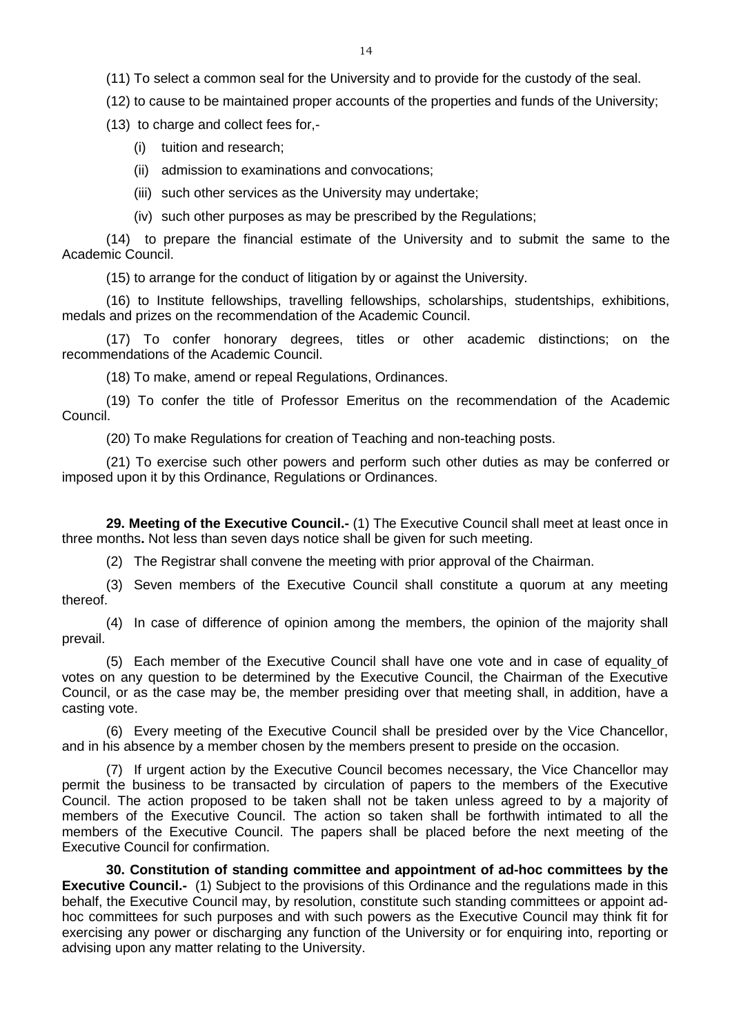(11) To select a common seal for the University and to provide for the custody of the seal.

(12) to cause to be maintained proper accounts of the properties and funds of the University;

(13) to charge and collect fees for,-

(i) tuition and research;

(ii) admission to examinations and convocations;

(iii) such other services as the University may undertake;

(iv) such other purposes as may be prescribed by the Regulations;

(14) to prepare the financial estimate of the University and to submit the same to the Academic Council.

(15) to arrange for the conduct of litigation by or against the University.

(16) to Institute fellowships, travelling fellowships, scholarships, studentships, exhibitions, medals and prizes on the recommendation of the Academic Council.

(17) To confer honorary degrees, titles or other academic distinctions; on the recommendations of the Academic Council.

(18) To make, amend or repeal Regulations, Ordinances.

(19) To confer the title of Professor Emeritus on the recommendation of the Academic Council.

(20) To make Regulations for creation of Teaching and non-teaching posts.

(21) To exercise such other powers and perform such other duties as may be conferred or imposed upon it by this Ordinance, Regulations or Ordinances.

**29. Meeting of the Executive Council.-** (1) The Executive Council shall meet at least once in three months**.** Not less than seven days notice shall be given for such meeting.

(2) The Registrar shall convene the meeting with prior approval of the Chairman.

(3) Seven members of the Executive Council shall constitute a quorum at any meeting thereof.

(4) In case of difference of opinion among the members, the opinion of the majority shall prevail.

(5) Each member of the Executive Council shall have one vote and in case of equality of votes on any question to be determined by the Executive Council, the Chairman of the Executive Council, or as the case may be, the member presiding over that meeting shall, in addition, have a casting vote.

(6) Every meeting of the Executive Council shall be presided over by the Vice Chancellor, and in his absence by a member chosen by the members present to preside on the occasion.

(7) If urgent action by the Executive Council becomes necessary, the Vice Chancellor may permit the business to be transacted by circulation of papers to the members of the Executive Council. The action proposed to be taken shall not be taken unless agreed to by a majority of members of the Executive Council. The action so taken shall be forthwith intimated to all the members of the Executive Council. The papers shall be placed before the next meeting of the Executive Council for confirmation.

**30. Constitution of standing committee and appointment of ad-hoc committees by the Executive Council.-** (1) Subject to the provisions of this Ordinance and the regulations made in this behalf, the Executive Council may, by resolution, constitute such standing committees or appoint ad-hoc committees for such purposes and with such powers as the Executive Council may think fit for exercising any power or discharging any function of the University or for enquiring into, reporting or advising upon any matter relating to the University.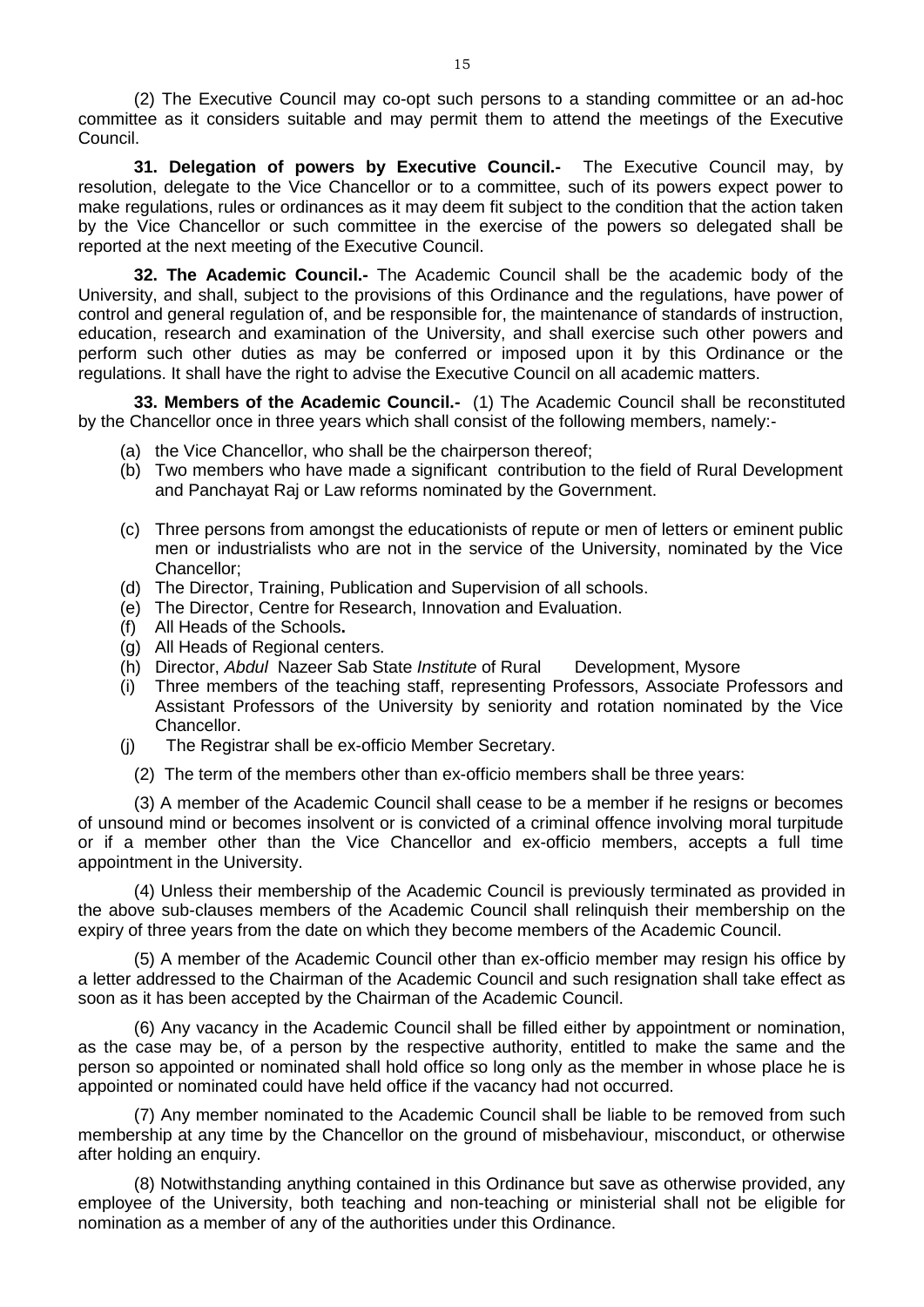(2) The Executive Council may co-opt such persons to a standing committee or an ad-hoc committee as it considers suitable and may permit them to attend the meetings of the Executive Council.

**31. Delegation of powers by Executive Council.-** The Executive Council may, by resolution, delegate to the Vice Chancellor or to a committee, such of its powers expect power to make regulations, rules or ordinances as it may deem fit subject to the condition that the action taken by the Vice Chancellor or such committee in the exercise of the powers so delegated shall be reported at the next meeting of the Executive Council.

**32. The Academic Council.-** The Academic Council shall be the academic body of the University, and shall, subject to the provisions of this Ordinance and the regulations, have power of control and general regulation of, and be responsible for, the maintenance of standards of instruction, education, research and examination of the University, and shall exercise such other powers and perform such other duties as may be conferred or imposed upon it by this Ordinance or the regulations. It shall have the right to advise the Executive Council on all academic matters.

**33. Members of the Academic Council.-** (1) The Academic Council shall be reconstituted by the Chancellor once in three years which shall consist of the following members, namely:-

(a) the Vice Chancellor, who shall be the chairperson thereof;
(b) Two members who have made a significant contribution to the field of Rural Development and Panchayat Raj or Law reforms nominated by the Government.
(c) Three persons from amongst the educationists of repute or men of letters or eminent public men or industrialists who are not in the service of the University, nominated by the Vice Chancellor;
(d) The Director, Training, Publication and Supervision of all schools.
(e) The Director, Centre for Research, Innovation and Evaluation.
(f) All Heads of the Schools**.**
(g) All Heads of Regional centers.
(h) Director, *Abdul* Nazeer Sab State *Institute* of Rural Development, Mysore
(i) Three members of the teaching staff, representing Professors, Associate Professors and Assistant Professors of the University by seniority and rotation nominated by the Vice Chancellor.
(j) The Registrar shall be ex-officio Member Secretary.

(2) The term of the members other than ex-officio members shall be three years:

(3) A member of the Academic Council shall cease to be a member if he resigns or becomes of unsound mind or becomes insolvent or is convicted of a criminal offence involving moral turpitude or if a member other than the Vice Chancellor and ex-officio members, accepts a full time appointment in the University.

(4) Unless their membership of the Academic Council is previously terminated as provided in the above sub-clauses members of the Academic Council shall relinquish their membership on the expiry of three years from the date on which they become members of the Academic Council.

(5) A member of the Academic Council other than ex-officio member may resign his office by a letter addressed to the Chairman of the Academic Council and such resignation shall take effect as soon as it has been accepted by the Chairman of the Academic Council.

(6) Any vacancy in the Academic Council shall be filled either by appointment or nomination, as the case may be, of a person by the respective authority, entitled to make the same and the person so appointed or nominated shall hold office so long only as the member in whose place he is appointed or nominated could have held office if the vacancy had not occurred.

(7) Any member nominated to the Academic Council shall be liable to be removed from such membership at any time by the Chancellor on the ground of misbehaviour, misconduct, or otherwise after holding an enquiry.

(8) Notwithstanding anything contained in this Ordinance but save as otherwise provided, any employee of the University, both teaching and non-teaching or ministerial shall not be eligible for nomination as a member of any of the authorities under this Ordinance.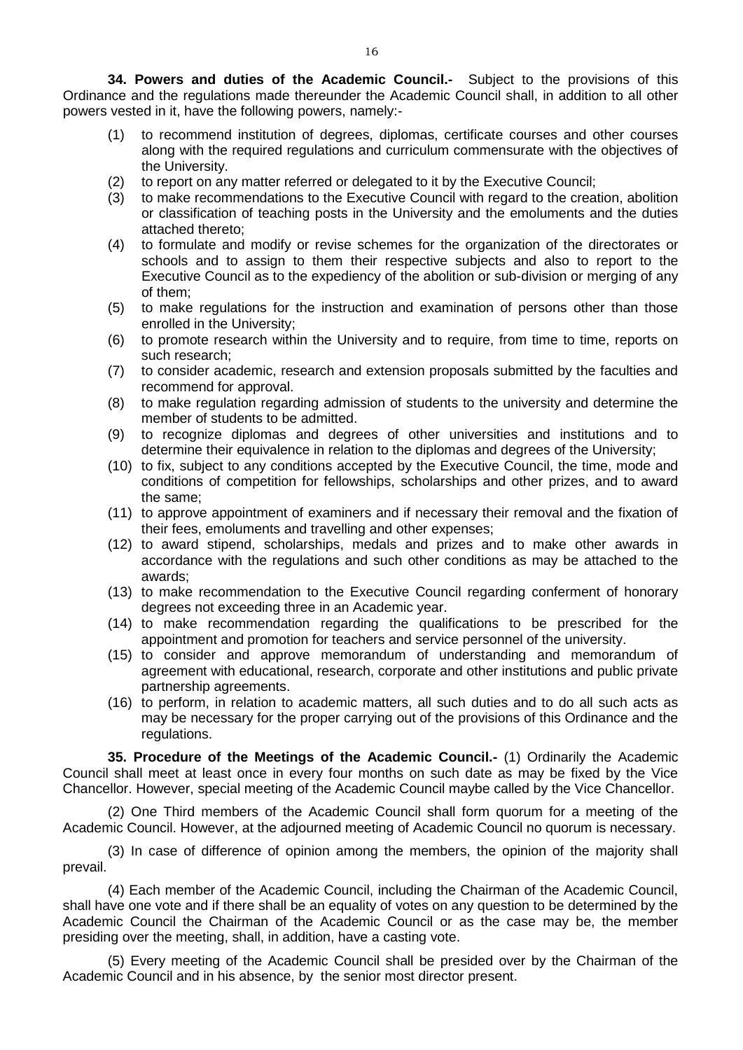**34. Powers and duties of the Academic Council.-** Subject to the provisions of this Ordinance and the regulations made thereunder the Academic Council shall, in addition to all other powers vested in it, have the following powers, namely:-

(1) to recommend institution of degrees, diplomas, certificate courses and other courses along with the required regulations and curriculum commensurate with the objectives of the University.

(2) to report on any matter referred or delegated to it by the Executive Council;

(3) to make recommendations to the Executive Council with regard to the creation, abolition or classification of teaching posts in the University and the emoluments and the duties attached thereto;

(4) to formulate and modify or revise schemes for the organization of the directorates or schools and to assign to them their respective subjects and also to report to the Executive Council as to the expediency of the abolition or sub-division or merging of any of them;

(5) to make regulations for the instruction and examination of persons other than those enrolled in the University;

(6) to promote research within the University and to require, from time to time, reports on such research;

(7) to consider academic, research and extension proposals submitted by the faculties and recommend for approval.

(8) to make regulation regarding admission of students to the university and determine the member of students to be admitted.

(9) to recognize diplomas and degrees of other universities and institutions and to determine their equivalence in relation to the diplomas and degrees of the University;

(10) to fix, subject to any conditions accepted by the Executive Council, the time, mode and conditions of competition for fellowships, scholarships and other prizes, and to award the same;

(11) to approve appointment of examiners and if necessary their removal and the fixation of their fees, emoluments and travelling and other expenses;

(12) to award stipend, scholarships, medals and prizes and to make other awards in accordance with the regulations and such other conditions as may be attached to the awards;

(13) to make recommendation to the Executive Council regarding conferment of honorary degrees not exceeding three in an Academic year.

(14) to make recommendation regarding the qualifications to be prescribed for the appointment and promotion for teachers and service personnel of the university.

(15) to consider and approve memorandum of understanding and memorandum of agreement with educational, research, corporate and other institutions and public private partnership agreements.

(16) to perform, in relation to academic matters, all such duties and to do all such acts as may be necessary for the proper carrying out of the provisions of this Ordinance and the regulations.

**35. Procedure of the Meetings of the Academic Council.-** (1) Ordinarily the Academic Council shall meet at least once in every four months on such date as may be fixed by the Vice Chancellor. However, special meeting of the Academic Council maybe called by the Vice Chancellor.

(2) One Third members of the Academic Council shall form quorum for a meeting of the Academic Council. However, at the adjourned meeting of Academic Council no quorum is necessary.

(3) In case of difference of opinion among the members, the opinion of the majority shall prevail.

(4) Each member of the Academic Council, including the Chairman of the Academic Council, shall have one vote and if there shall be an equality of votes on any question to be determined by the Academic Council the Chairman of the Academic Council or as the case may be, the member presiding over the meeting, shall, in addition, have a casting vote.

(5) Every meeting of the Academic Council shall be presided over by the Chairman of the Academic Council and in his absence, by the senior most director present.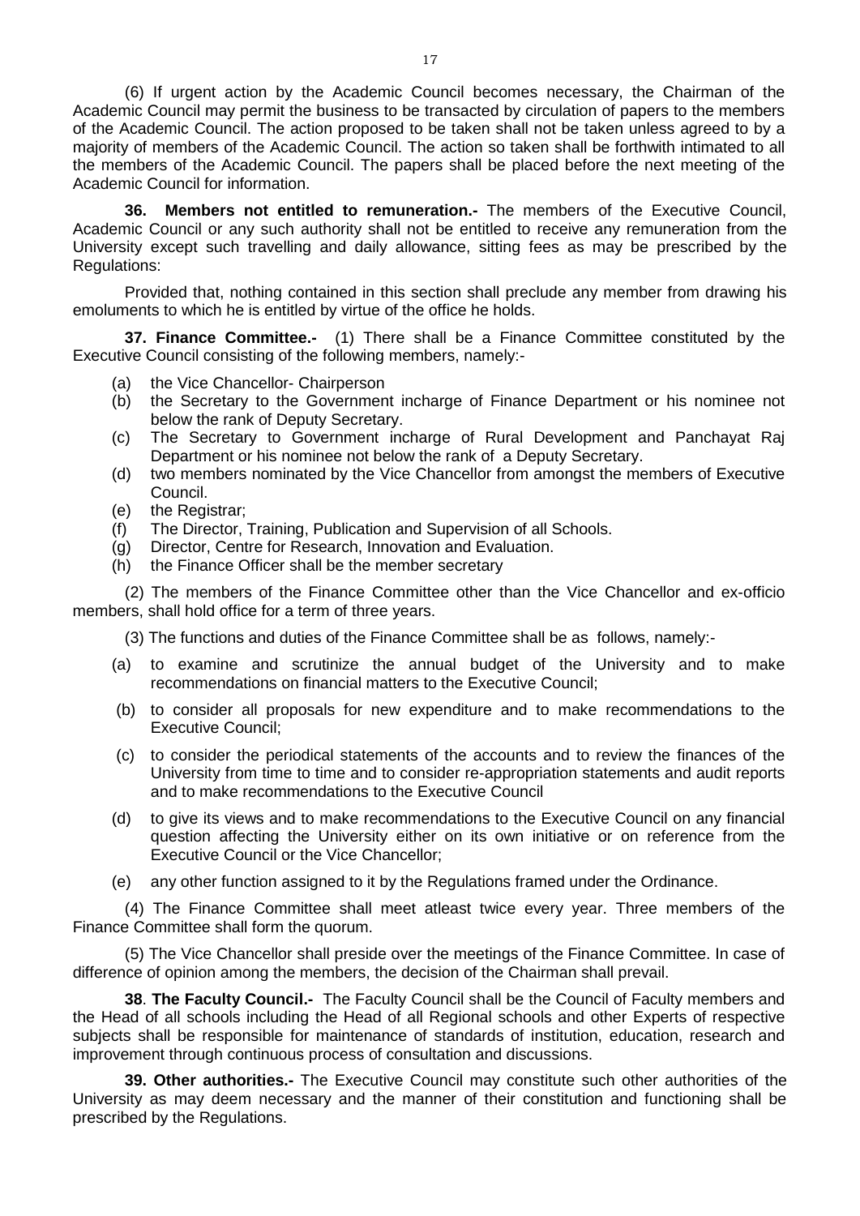(6) If urgent action by the Academic Council becomes necessary, the Chairman of the Academic Council may permit the business to be transacted by circulation of papers to the members of the Academic Council. The action proposed to be taken shall not be taken unless agreed to by a majority of members of the Academic Council. The action so taken shall be forthwith intimated to all the members of the Academic Council. The papers shall be placed before the next meeting of the Academic Council for information.

**36. Members not entitled to remuneration.-** The members of the Executive Council, Academic Council or any such authority shall not be entitled to receive any remuneration from the University except such travelling and daily allowance, sitting fees as may be prescribed by the Regulations:

Provided that, nothing contained in this section shall preclude any member from drawing his emoluments to which he is entitled by virtue of the office he holds.

**37. Finance Committee.-** (1) There shall be a Finance Committee constituted by the Executive Council consisting of the following members, namely:-

(a) the Vice Chancellor- Chairperson
(b) the Secretary to the Government incharge of Finance Department or his nominee not below the rank of Deputy Secretary.
(c) The Secretary to Government incharge of Rural Development and Panchayat Raj Department or his nominee not below the rank of a Deputy Secretary.
(d) two members nominated by the Vice Chancellor from amongst the members of Executive Council.
(e) the Registrar;
(f) The Director, Training, Publication and Supervision of all Schools.
(g) Director, Centre for Research, Innovation and Evaluation.
(h) the Finance Officer shall be the member secretary

(2) The members of the Finance Committee other than the Vice Chancellor and ex-officio members, shall hold office for a term of three years.

(3) The functions and duties of the Finance Committee shall be as follows, namely:-

(a) to examine and scrutinize the annual budget of the University and to make recommendations on financial matters to the Executive Council;

(b) to consider all proposals for new expenditure and to make recommendations to the Executive Council;

(c) to consider the periodical statements of the accounts and to review the finances of the University from time to time and to consider re-appropriation statements and audit reports and to make recommendations to the Executive Council

(d) to give its views and to make recommendations to the Executive Council on any financial question affecting the University either on its own initiative or on reference from the Executive Council or the Vice Chancellor;

(e) any other function assigned to it by the Regulations framed under the Ordinance.

(4) The Finance Committee shall meet atleast twice every year. Three members of the Finance Committee shall form the quorum.

(5) The Vice Chancellor shall preside over the meetings of the Finance Committee. In case of difference of opinion among the members, the decision of the Chairman shall prevail.

**38. The Faculty Council.-** The Faculty Council shall be the Council of Faculty members and the Head of all schools including the Head of all Regional schools and other Experts of respective subjects shall be responsible for maintenance of standards of institution, education, research and improvement through continuous process of consultation and discussions.

**39. Other authorities.-** The Executive Council may constitute such other authorities of the University as may deem necessary and the manner of their constitution and functioning shall be prescribed by the Regulations.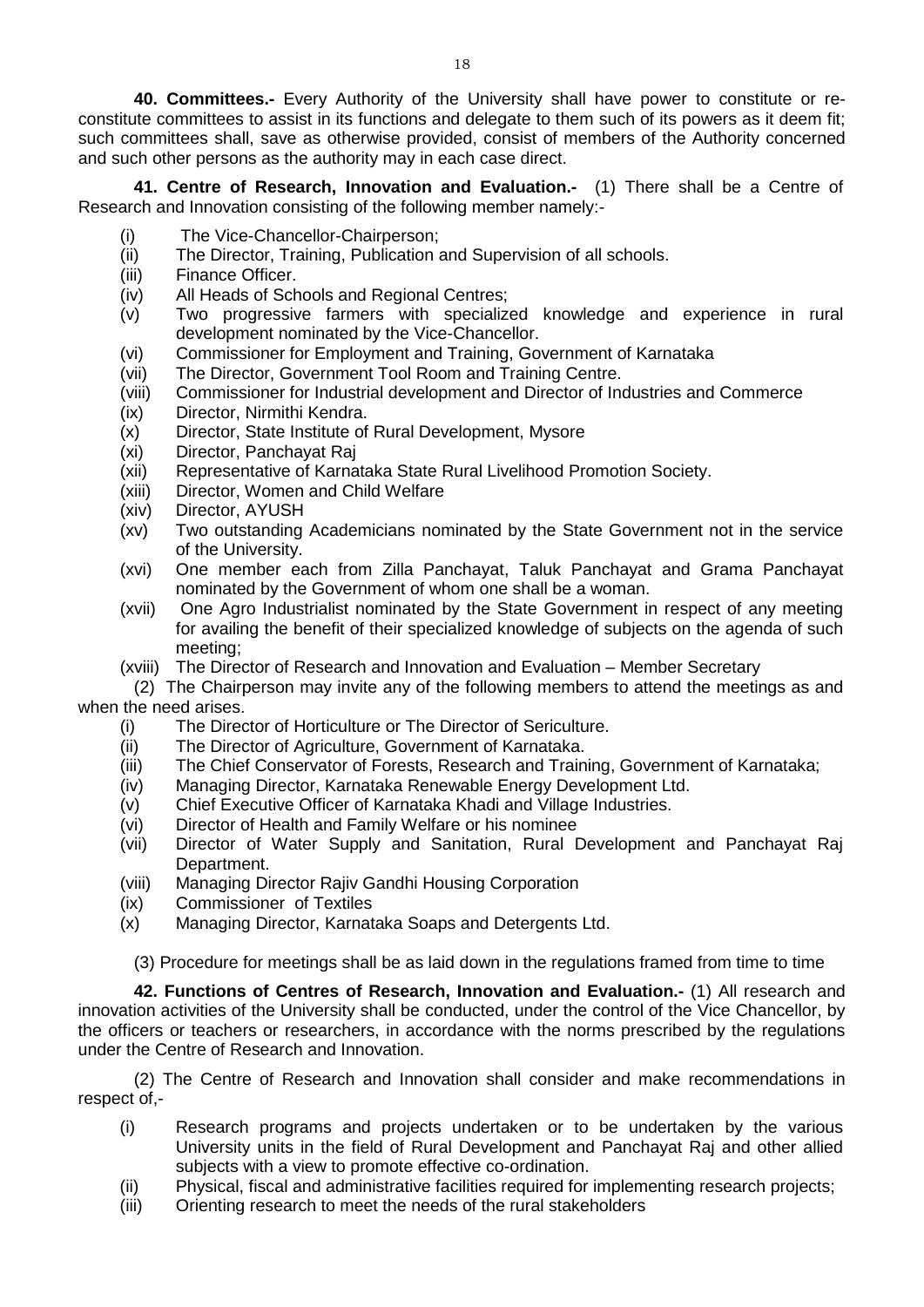**40. Committees.-** Every Authority of the University shall have power to constitute or re-constitute committees to assist in its functions and delegate to them such of its powers as it deem fit; such committees shall, save as otherwise provided, consist of members of the Authority concerned and such other persons as the authority may in each case direct.

**41. Centre of Research, Innovation and Evaluation.-** (1) There shall be a Centre of Research and Innovation consisting of the following member namely:-

- (i) The Vice-Chancellor-Chairperson;
- (ii) The Director, Training, Publication and Supervision of all schools.
- (iii) Finance Officer.
- (iv) All Heads of Schools and Regional Centres;
- (v) Two progressive farmers with specialized knowledge and experience in rural development nominated by the Vice-Chancellor.
- (vi) Commissioner for Employment and Training, Government of Karnataka
- (vii) The Director, Government Tool Room and Training Centre.
- (viii) Commissioner for Industrial development and Director of Industries and Commerce
- (ix) Director, Nirmithi Kendra.
- (x) Director, State Institute of Rural Development, Mysore
- (xi) Director, Panchayat Raj
- (xii) Representative of Karnataka State Rural Livelihood Promotion Society.
- (xiii) Director, Women and Child Welfare
- (xiv) Director, AYUSH
- (xv) Two outstanding Academicians nominated by the State Government not in the service of the University.
- (xvi) One member each from Zilla Panchayat, Taluk Panchayat and Grama Panchayat nominated by the Government of whom one shall be a woman.
- (xvii) One Agro Industrialist nominated by the State Government in respect of any meeting for availing the benefit of their specialized knowledge of subjects on the agenda of such meeting;
- (xviii) The Director of Research and Innovation and Evaluation – Member Secretary

(2) The Chairperson may invite any of the following members to attend the meetings as and when the need arises.

- (i) The Director of Horticulture or The Director of Sericulture.
- (ii) The Director of Agriculture, Government of Karnataka.
- (iii) The Chief Conservator of Forests, Research and Training, Government of Karnataka;
- (iv) Managing Director, Karnataka Renewable Energy Development Ltd.
- (v) Chief Executive Officer of Karnataka Khadi and Village Industries.
- (vi) Director of Health and Family Welfare or his nominee
- (vii) Director of Water Supply and Sanitation, Rural Development and Panchayat Raj Department.
- (viii) Managing Director Rajiv Gandhi Housing Corporation
- (ix) Commissioner of Textiles
- (x) Managing Director, Karnataka Soaps and Detergents Ltd.

(3) Procedure for meetings shall be as laid down in the regulations framed from time to time

**42. Functions of Centres of Research, Innovation and Evaluation.-** (1) All research and innovation activities of the University shall be conducted, under the control of the Vice Chancellor, by the officers or teachers or researchers, in accordance with the norms prescribed by the regulations under the Centre of Research and Innovation.

(2) The Centre of Research and Innovation shall consider and make recommendations in respect of,-

- (i) Research programs and projects undertaken or to be undertaken by the various University units in the field of Rural Development and Panchayat Raj and other allied subjects with a view to promote effective co-ordination.
- (ii) Physical, fiscal and administrative facilities required for implementing research projects;
- (iii) Orienting research to meet the needs of the rural stakeholders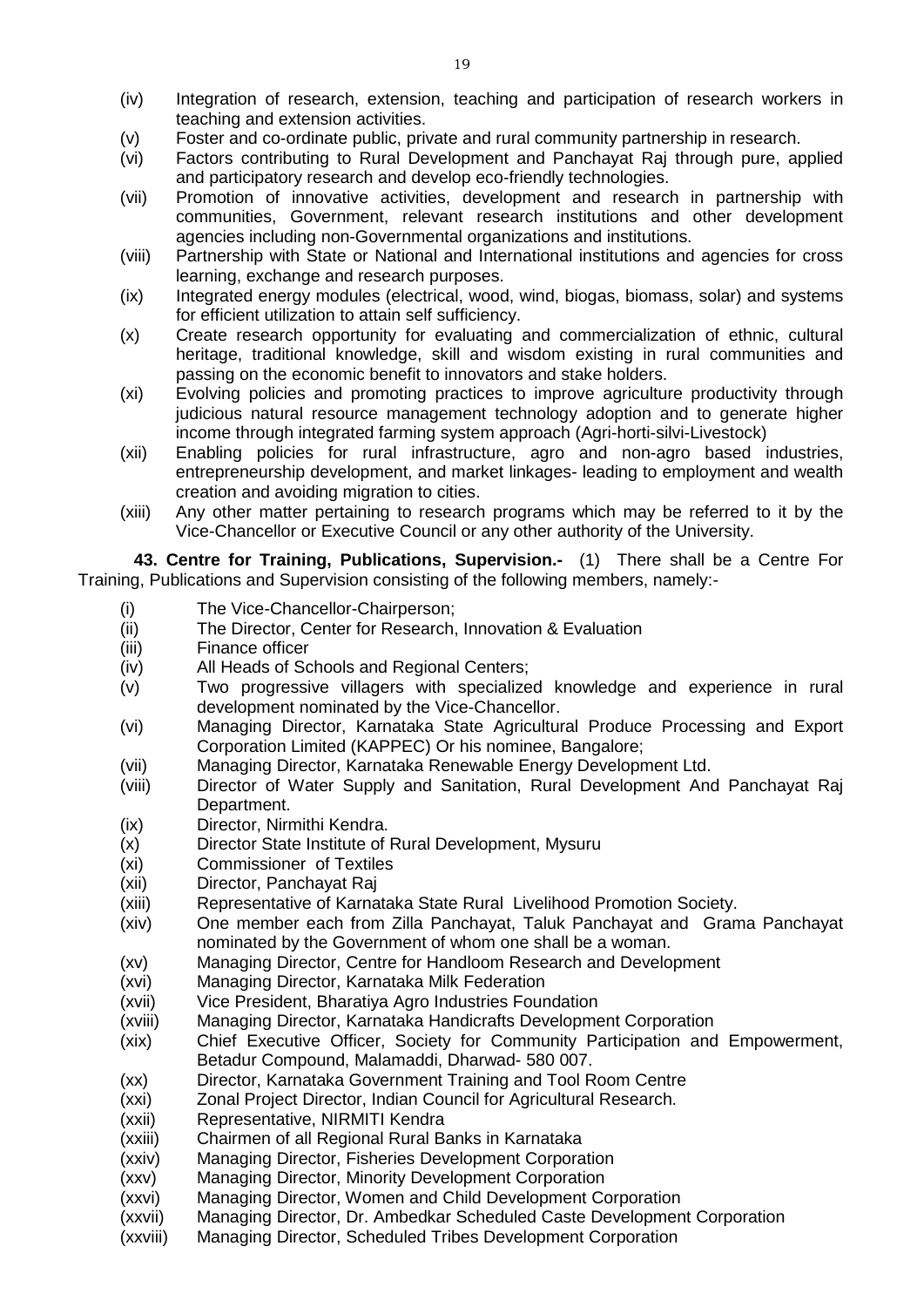(iv) Integration of research, extension, teaching and participation of research workers in teaching and extension activities.

(v) Foster and co-ordinate public, private and rural community partnership in research.

(vi) Factors contributing to Rural Development and Panchayat Raj through pure, applied and participatory research and develop eco-friendly technologies.

(vii) Promotion of innovative activities, development and research in partnership with communities, Government, relevant research institutions and other development agencies including non-Governmental organizations and institutions.

(viii) Partnership with State or National and International institutions and agencies for cross learning, exchange and research purposes.

(ix) Integrated energy modules (electrical, wood, wind, biogas, biomass, solar) and systems for efficient utilization to attain self sufficiency.

(x) Create research opportunity for evaluating and commercialization of ethnic, cultural heritage, traditional knowledge, skill and wisdom existing in rural communities and passing on the economic benefit to innovators and stake holders.

(xi) Evolving policies and promoting practices to improve agriculture productivity through judicious natural resource management technology adoption and to generate higher income through integrated farming system approach (Agri-horti-silvi-Livestock)

(xii) Enabling policies for rural infrastructure, agro and non-agro based industries, entrepreneurship development, and market linkages- leading to employment and wealth creation and avoiding migration to cities.

(xiii) Any other matter pertaining to research programs which may be referred to it by the Vice-Chancellor or Executive Council or any other authority of the University.

**43. Centre for Training, Publications, Supervision.-** (1) There shall be a Centre For Training, Publications and Supervision consisting of the following members, namely:-

(i) The Vice-Chancellor-Chairperson;

(ii) The Director, Center for Research, Innovation & Evaluation

(iii) Finance officer

(iv) All Heads of Schools and Regional Centers;

(v) Two progressive villagers with specialized knowledge and experience in rural development nominated by the Vice-Chancellor.

(vi) Managing Director, Karnataka State Agricultural Produce Processing and Export Corporation Limited (KAPPEC) Or his nominee, Bangalore;

(vii) Managing Director, Karnataka Renewable Energy Development Ltd.

(viii) Director of Water Supply and Sanitation, Rural Development And Panchayat Raj Department.

(ix) Director, Nirmithi Kendra.

(x) Director State Institute of Rural Development, Mysuru

(xi) Commissioner of Textiles

(xii) Director, Panchayat Raj

(xiii) Representative of Karnataka State Rural Livelihood Promotion Society.

(xiv) One member each from Zilla Panchayat, Taluk Panchayat and Grama Panchayat nominated by the Government of whom one shall be a woman.

(xv) Managing Director, Centre for Handloom Research and Development

(xvi) Managing Director, Karnataka Milk Federation

(xvii) Vice President, Bharatiya Agro Industries Foundation

(xviii) Managing Director, Karnataka Handicrafts Development Corporation

(xix) Chief Executive Officer, Society for Community Participation and Empowerment, Betadur Compound, Malamaddi, Dharwad- 580 007.

(xx) Director, Karnataka Government Training and Tool Room Centre

(xxi) Zonal Project Director, Indian Council for Agricultural Research.

(xxii) Representative, NIRMITI Kendra

(xxiii) Chairmen of all Regional Rural Banks in Karnataka

(xxiv) Managing Director, Fisheries Development Corporation

(xxv) Managing Director, Minority Development Corporation

(xxvi) Managing Director, Women and Child Development Corporation

(xxvii) Managing Director, Dr. Ambedkar Scheduled Caste Development Corporation

(xxviii) Managing Director, Scheduled Tribes Development Corporation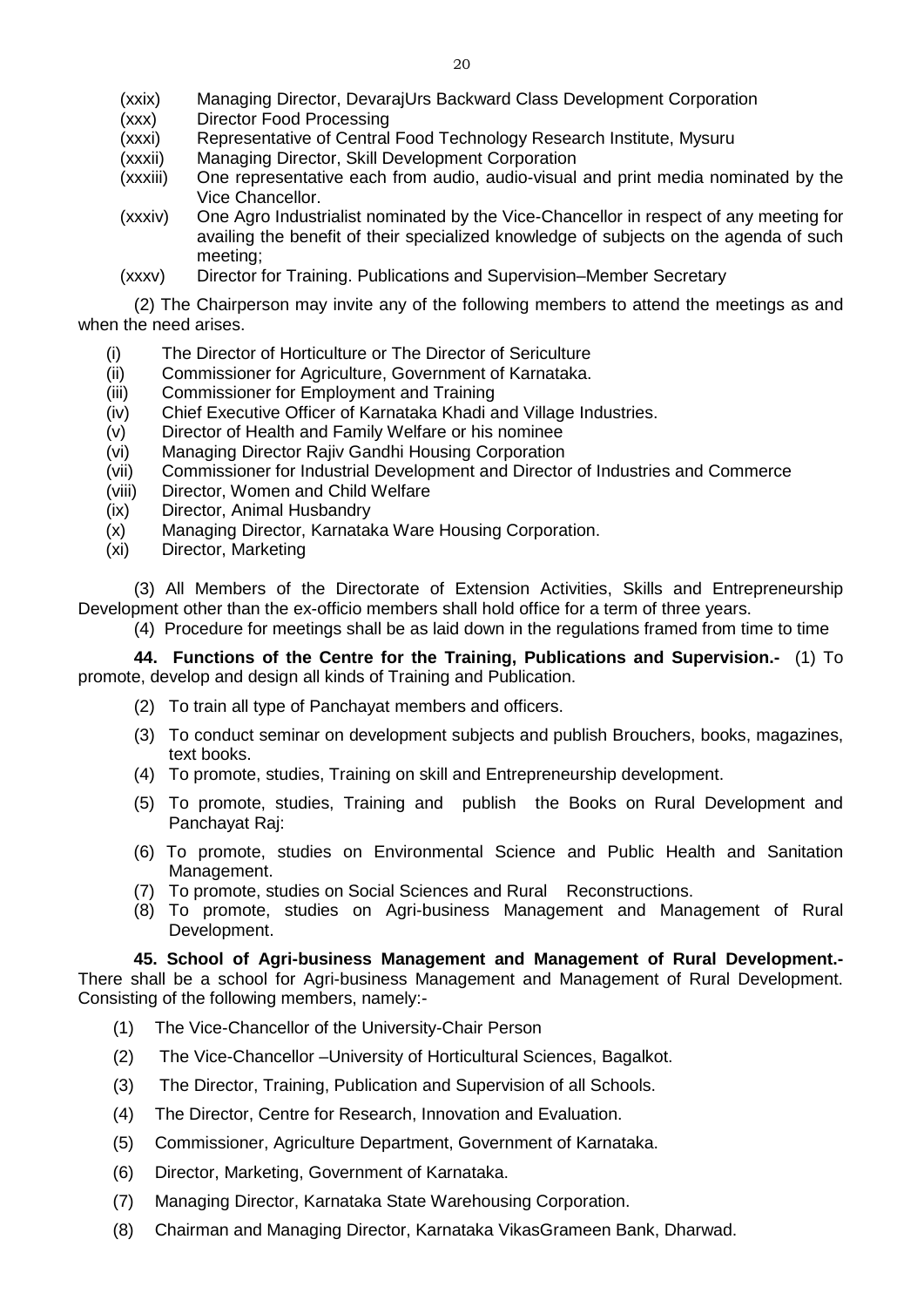(xxix) Managing Director, DevarajUrs Backward Class Development Corporation

(xxx) Director Food Processing

(xxxi) Representative of Central Food Technology Research Institute, Mysuru

(xxxii) Managing Director, Skill Development Corporation

(xxxiii) One representative each from audio, audio-visual and print media nominated by the Vice Chancellor.

(xxxiv) One Agro Industrialist nominated by the Vice-Chancellor in respect of any meeting for availing the benefit of their specialized knowledge of subjects on the agenda of such meeting;

(xxxv) Director for Training. Publications and Supervision–Member Secretary

(2) The Chairperson may invite any of the following members to attend the meetings as and when the need arises.

(i) The Director of Horticulture or The Director of Sericulture

(ii) Commissioner for Agriculture, Government of Karnataka.

(iii) Commissioner for Employment and Training

(iv) Chief Executive Officer of Karnataka Khadi and Village Industries.

(v) Director of Health and Family Welfare or his nominee

(vi) Managing Director Rajiv Gandhi Housing Corporation

(vii) Commissioner for Industrial Development and Director of Industries and Commerce

(viii) Director, Women and Child Welfare

(ix) Director, Animal Husbandry

(x) Managing Director, Karnataka Ware Housing Corporation.

(xi) Director, Marketing

(3) All Members of the Directorate of Extension Activities, Skills and Entrepreneurship Development other than the ex-officio members shall hold office for a term of three years.

(4) Procedure for meetings shall be as laid down in the regulations framed from time to time

**44. Functions of the Centre for the Training, Publications and Supervision.-** (1) To promote, develop and design all kinds of Training and Publication.

(2) To train all type of Panchayat members and officers.

(3) To conduct seminar on development subjects and publish Brouchers, books, magazines, text books.

(4) To promote, studies, Training on skill and Entrepreneurship development.

(5) To promote, studies, Training and publish the Books on Rural Development and Panchayat Raj:

(6) To promote, studies on Environmental Science and Public Health and Sanitation Management.

(7) To promote, studies on Social Sciences and Rural Reconstructions.

(8) To promote, studies on Agri-business Management and Management of Rural Development.

**45. School of Agri-business Management and Management of Rural Development.-** There shall be a school for Agri-business Management and Management of Rural Development. Consisting of the following members, namely:-

(1) The Vice-Chancellor of the University-Chair Person

(2) The Vice-Chancellor –University of Horticultural Sciences, Bagalkot.

(3) The Director, Training, Publication and Supervision of all Schools.

(4) The Director, Centre for Research, Innovation and Evaluation.

(5) Commissioner, Agriculture Department, Government of Karnataka.

(6) Director, Marketing, Government of Karnataka.

(7) Managing Director, Karnataka State Warehousing Corporation.

(8) Chairman and Managing Director, Karnataka VikasGrameen Bank, Dharwad.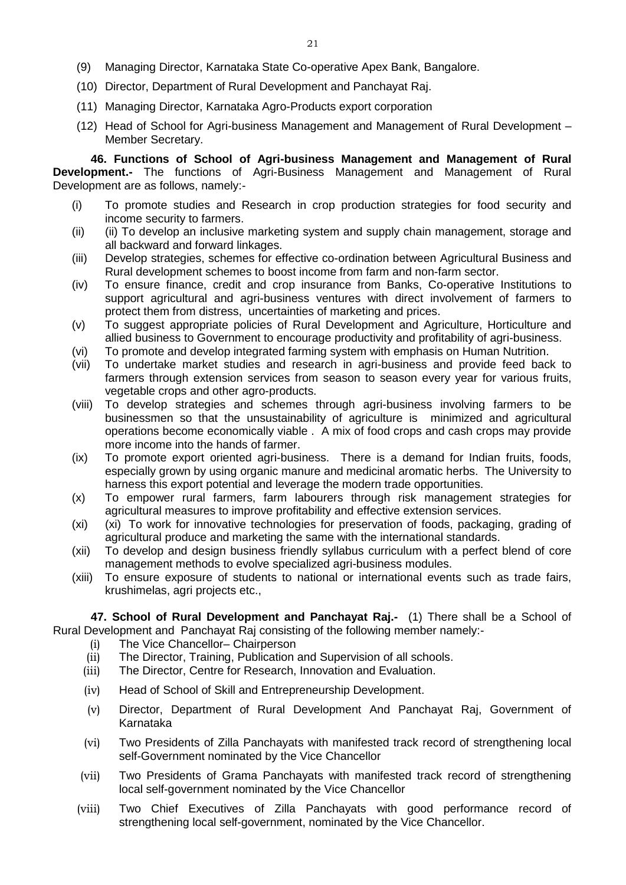(9) Managing Director, Karnataka State Co-operative Apex Bank, Bangalore.

(10) Director, Department of Rural Development and Panchayat Raj.

(11) Managing Director, Karnataka Agro-Products export corporation

(12) Head of School for Agri-business Management and Management of Rural Development – Member Secretary.

**46. Functions of School of Agri-business Management and Management of Rural Development.-** The functions of Agri-Business Management and Management of Rural Development are as follows, namely:-

(i) To promote studies and Research in crop production strategies for food security and income security to farmers.

(ii) (ii) To develop an inclusive marketing system and supply chain management, storage and all backward and forward linkages.

(iii) Develop strategies, schemes for effective co-ordination between Agricultural Business and Rural development schemes to boost income from farm and non-farm sector.

(iv) To ensure finance, credit and crop insurance from Banks, Co-operative Institutions to support agricultural and agri-business ventures with direct involvement of farmers to protect them from distress, uncertainties of marketing and prices.

(v) To suggest appropriate policies of Rural Development and Agriculture, Horticulture and allied business to Government to encourage productivity and profitability of agri-business.

(vi) To promote and develop integrated farming system with emphasis on Human Nutrition.

(vii) To undertake market studies and research in agri-business and provide feed back to farmers through extension services from season to season every year for various fruits, vegetable crops and other agro-products.

(viii) To develop strategies and schemes through agri-business involving farmers to be businessmen so that the unsustainability of agriculture is minimized and agricultural operations become economically viable . A mix of food crops and cash crops may provide more income into the hands of farmer.

(ix) To promote export oriented agri-business. There is a demand for Indian fruits, foods, especially grown by using organic manure and medicinal aromatic herbs. The University to harness this export potential and leverage the modern trade opportunities.

(x) To empower rural farmers, farm labourers through risk management strategies for agricultural measures to improve profitability and effective extension services.

(xi) (xi) To work for innovative technologies for preservation of foods, packaging, grading of agricultural produce and marketing the same with the international standards.

(xii) To develop and design business friendly syllabus curriculum with a perfect blend of core management methods to evolve specialized agri-business modules.

(xiii) To ensure exposure of students to national or international events such as trade fairs, krushimelas, agri projects etc.,

**47. School of Rural Development and Panchayat Raj.-** (1) There shall be a School of Rural Development and Panchayat Raj consisting of the following member namely:-

(i) The Vice Chancellor– Chairperson

(ii) The Director, Training, Publication and Supervision of all schools.

(iii) The Director, Centre for Research, Innovation and Evaluation.

(iv) Head of School of Skill and Entrepreneurship Development.

(v) Director, Department of Rural Development And Panchayat Raj, Government of Karnataka

(vi) Two Presidents of Zilla Panchayats with manifested track record of strengthening local self-Government nominated by the Vice Chancellor

(vii) Two Presidents of Grama Panchayats with manifested track record of strengthening local self-government nominated by the Vice Chancellor

(viii) Two Chief Executives of Zilla Panchayats with good performance record of strengthening local self-government, nominated by the Vice Chancellor.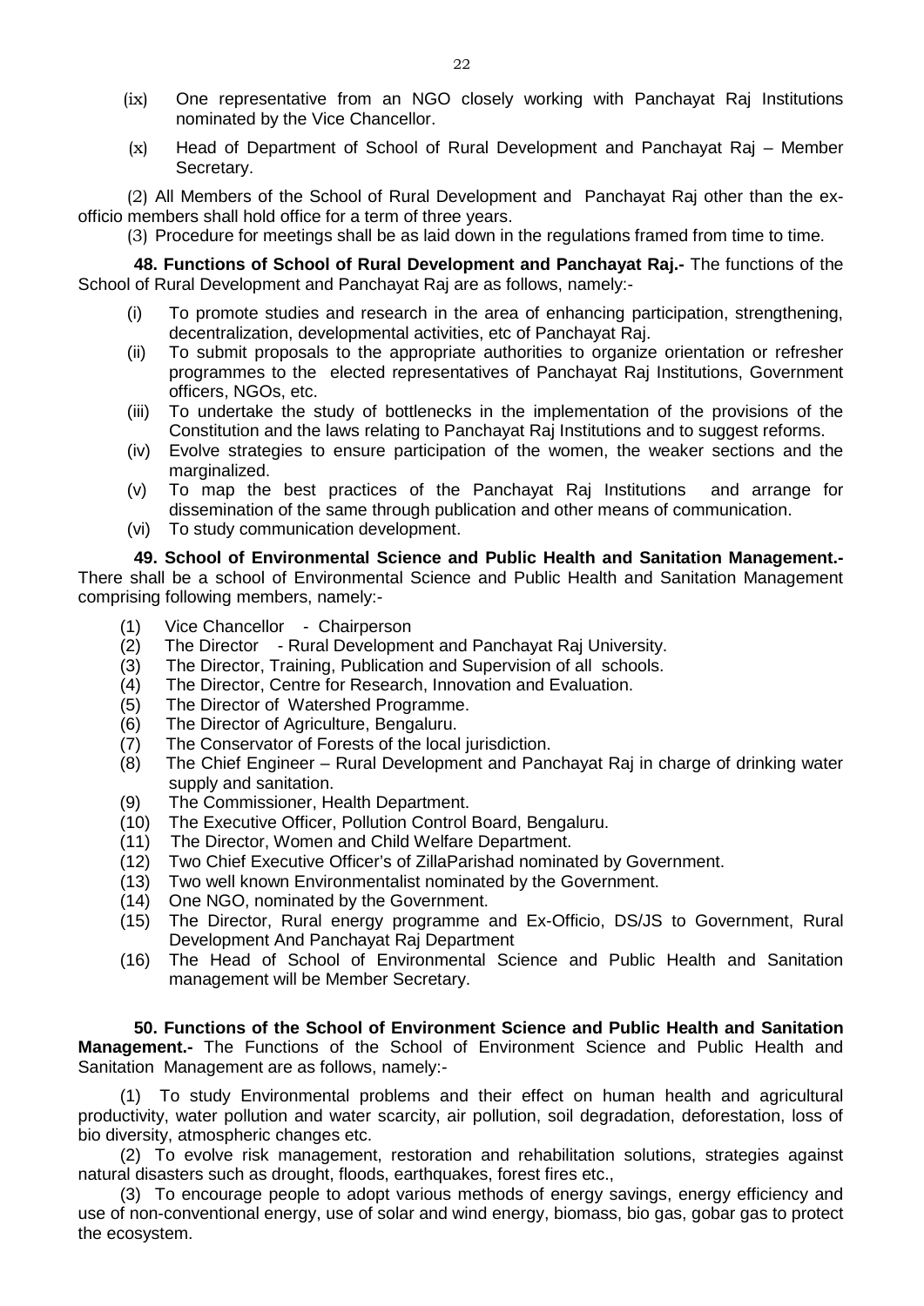(ix) One representative from an NGO closely working with Panchayat Raj Institutions nominated by the Vice Chancellor.

(x) Head of Department of School of Rural Development and Panchayat Raj – Member Secretary.

(2) All Members of the School of Rural Development and Panchayat Raj other than the ex-officio members shall hold office for a term of three years.

(3) Procedure for meetings shall be as laid down in the regulations framed from time to time.

**48. Functions of School of Rural Development and Panchayat Raj.-** The functions of the School of Rural Development and Panchayat Raj are as follows, namely:-

(i) To promote studies and research in the area of enhancing participation, strengthening, decentralization, developmental activities, etc of Panchayat Raj.

(ii) To submit proposals to the appropriate authorities to organize orientation or refresher programmes to the elected representatives of Panchayat Raj Institutions, Government officers, NGOs, etc.

(iii) To undertake the study of bottlenecks in the implementation of the provisions of the Constitution and the laws relating to Panchayat Raj Institutions and to suggest reforms.

(iv) Evolve strategies to ensure participation of the women, the weaker sections and the marginalized.

(v) To map the best practices of the Panchayat Raj Institutions and arrange for dissemination of the same through publication and other means of communication.

(vi) To study communication development.

**49. School of Environmental Science and Public Health and Sanitation Management.-** There shall be a school of Environmental Science and Public Health and Sanitation Management comprising following members, namely:-

(1) Vice Chancellor - Chairperson

(2) The Director - Rural Development and Panchayat Raj University.

(3) The Director, Training, Publication and Supervision of all schools.

(4) The Director, Centre for Research, Innovation and Evaluation.

(5) The Director of Watershed Programme.

(6) The Director of Agriculture, Bengaluru.

(7) The Conservator of Forests of the local jurisdiction.

(8) The Chief Engineer – Rural Development and Panchayat Raj in charge of drinking water supply and sanitation.

(9) The Commissioner, Health Department.

(10) The Executive Officer, Pollution Control Board, Bengaluru.

(11) The Director, Women and Child Welfare Department.

(12) Two Chief Executive Officer's of ZillaParishad nominated by Government.

(13) Two well known Environmentalist nominated by the Government.

(14) One NGO, nominated by the Government.

(15) The Director, Rural energy programme and Ex-Officio, DS/JS to Government, Rural Development And Panchayat Raj Department

(16) The Head of School of Environmental Science and Public Health and Sanitation management will be Member Secretary.

**50. Functions of the School of Environment Science and Public Health and Sanitation Management.-** The Functions of the School of Environment Science and Public Health and Sanitation Management are as follows, namely:-

(1) To study Environmental problems and their effect on human health and agricultural productivity, water pollution and water scarcity, air pollution, soil degradation, deforestation, loss of bio diversity, atmospheric changes etc.

(2) To evolve risk management, restoration and rehabilitation solutions, strategies against natural disasters such as drought, floods, earthquakes, forest fires etc.,

(3) To encourage people to adopt various methods of energy savings, energy efficiency and use of non-conventional energy, use of solar and wind energy, biomass, bio gas, gobar gas to protect the ecosystem.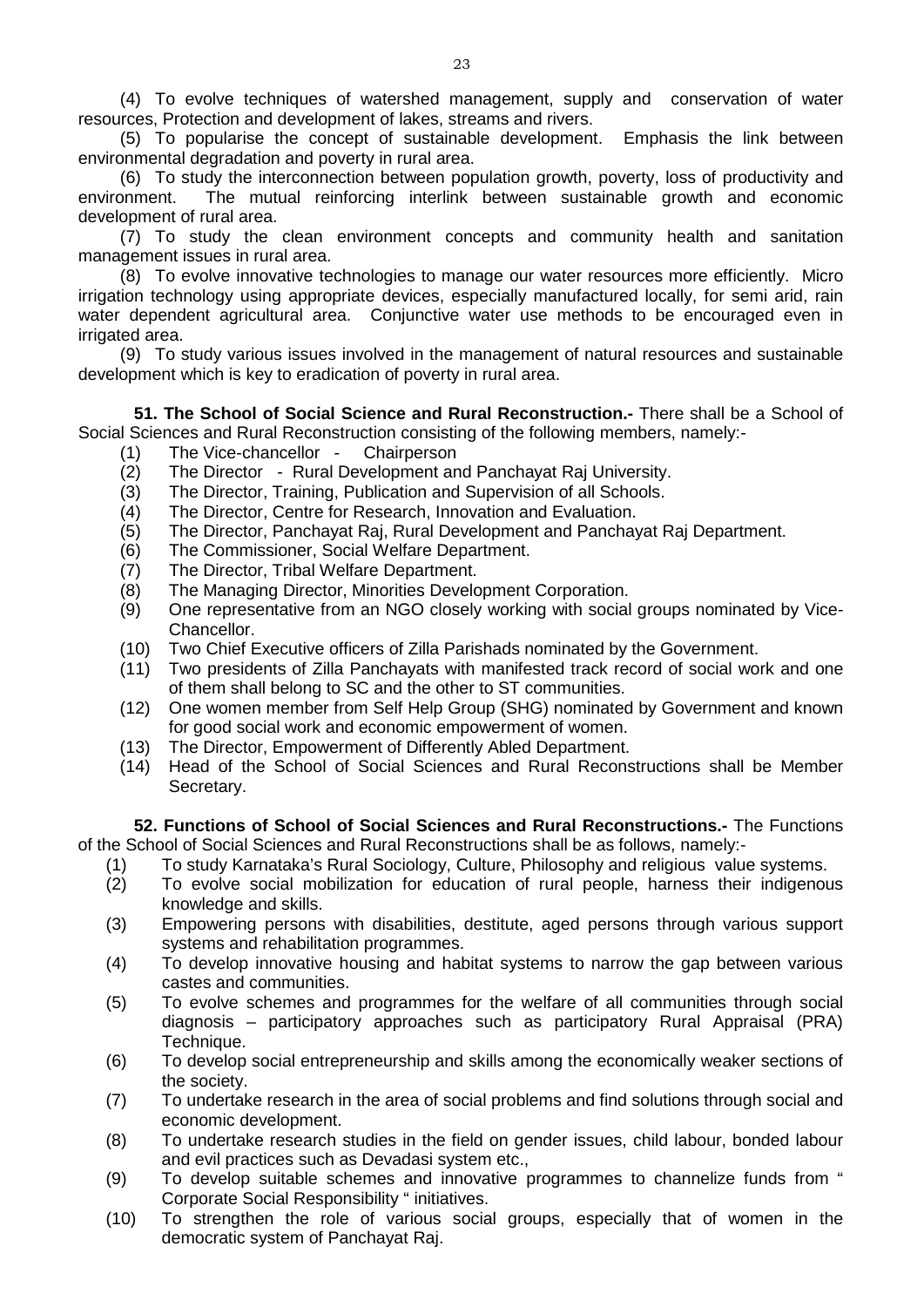(4) To evolve techniques of watershed management, supply and conservation of water resources, Protection and development of lakes, streams and rivers.

(5) To popularise the concept of sustainable development. Emphasis the link between environmental degradation and poverty in rural area.

(6) To study the interconnection between population growth, poverty, loss of productivity and environment. The mutual reinforcing interlink between sustainable growth and economic development of rural area.

(7) To study the clean environment concepts and community health and sanitation management issues in rural area.

(8) To evolve innovative technologies to manage our water resources more efficiently. Micro irrigation technology using appropriate devices, especially manufactured locally, for semi arid, rain water dependent agricultural area. Conjunctive water use methods to be encouraged even in irrigated area.

(9) To study various issues involved in the management of natural resources and sustainable development which is key to eradication of poverty in rural area.

**51. The School of Social Science and Rural Reconstruction.-** There shall be a School of Social Sciences and Rural Reconstruction consisting of the following members, namely:-

(1) The Vice-chancellor - Chairperson
(2) The Director - Rural Development and Panchayat Raj University.
(3) The Director, Training, Publication and Supervision of all Schools.
(4) The Director, Centre for Research, Innovation and Evaluation.
(5) The Director, Panchayat Raj, Rural Development and Panchayat Raj Department.
(6) The Commissioner, Social Welfare Department.
(7) The Director, Tribal Welfare Department.
(8) The Managing Director, Minorities Development Corporation.
(9) One representative from an NGO closely working with social groups nominated by Vice-Chancellor.
(10) Two Chief Executive officers of Zilla Parishads nominated by the Government.
(11) Two presidents of Zilla Panchayats with manifested track record of social work and one of them shall belong to SC and the other to ST communities.
(12) One women member from Self Help Group (SHG) nominated by Government and known for good social work and economic empowerment of women.
(13) The Director, Empowerment of Differently Abled Department.
(14) Head of the School of Social Sciences and Rural Reconstructions shall be Member Secretary.

**52. Functions of School of Social Sciences and Rural Reconstructions.-** The Functions of the School of Social Sciences and Rural Reconstructions shall be as follows, namely:-

(1) To study Karnataka's Rural Sociology, Culture, Philosophy and religious value systems.
(2) To evolve social mobilization for education of rural people, harness their indigenous knowledge and skills.
(3) Empowering persons with disabilities, destitute, aged persons through various support systems and rehabilitation programmes.
(4) To develop innovative housing and habitat systems to narrow the gap between various castes and communities.
(5) To evolve schemes and programmes for the welfare of all communities through social diagnosis – participatory approaches such as participatory Rural Appraisal (PRA) Technique.
(6) To develop social entrepreneurship and skills among the economically weaker sections of the society.
(7) To undertake research in the area of social problems and find solutions through social and economic development.
(8) To undertake research studies in the field on gender issues, child labour, bonded labour and evil practices such as Devadasi system etc.,
(9) To develop suitable schemes and innovative programmes to channelize funds from " Corporate Social Responsibility " initiatives.
(10) To strengthen the role of various social groups, especially that of women in the democratic system of Panchayat Raj.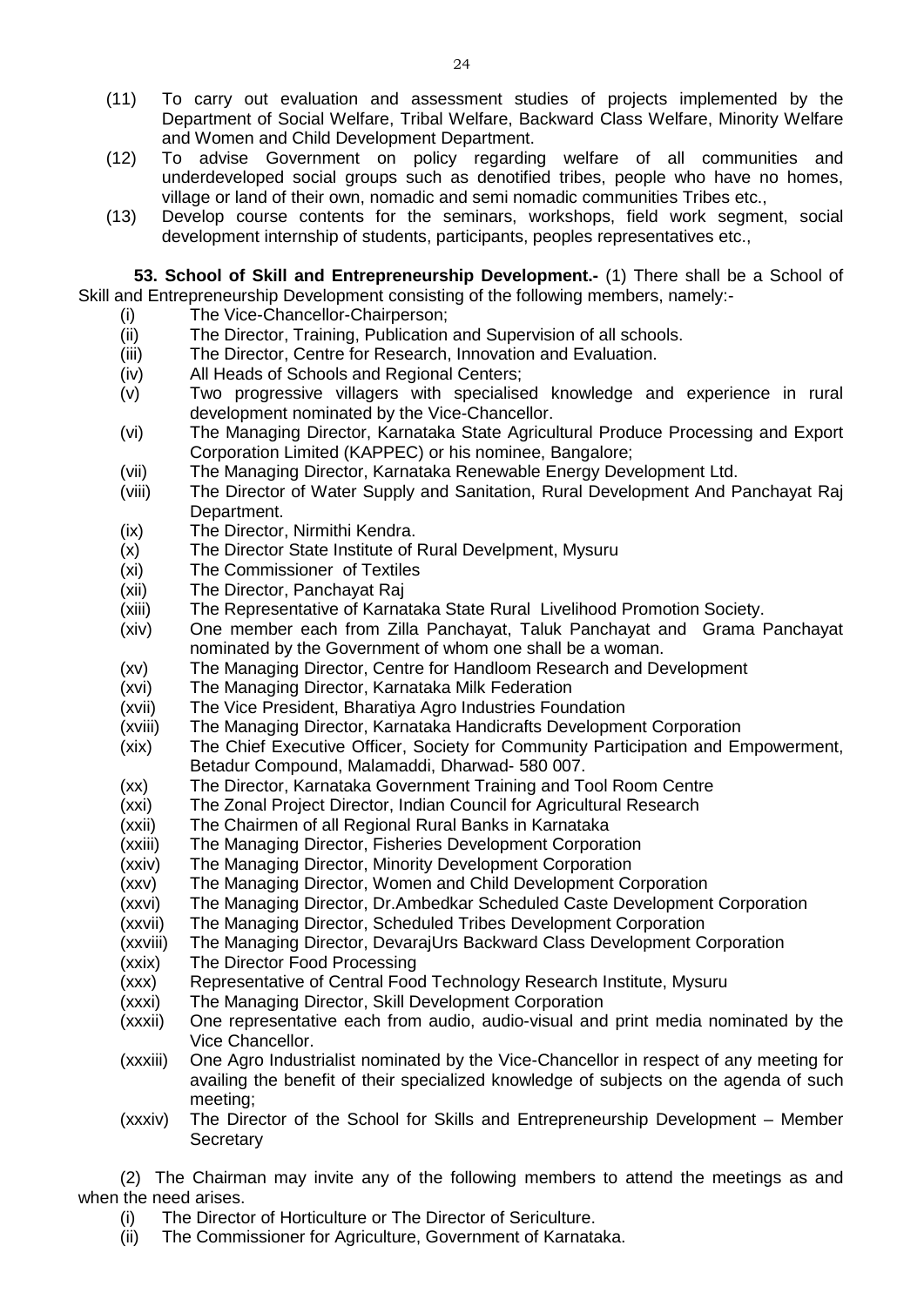(11) To carry out evaluation and assessment studies of projects implemented by the Department of Social Welfare, Tribal Welfare, Backward Class Welfare, Minority Welfare and Women and Child Development Department.

(12) To advise Government on policy regarding welfare of all communities and underdeveloped social groups such as denotified tribes, people who have no homes, village or land of their own, nomadic and semi nomadic communities Tribes etc.,

(13) Develop course contents for the seminars, workshops, field work segment, social development internship of students, participants, peoples representatives etc.,

**53. School of Skill and Entrepreneurship Development.-** (1) There shall be a School of Skill and Entrepreneurship Development consisting of the following members, namely:-

(i) The Vice-Chancellor-Chairperson;

(ii) The Director, Training, Publication and Supervision of all schools.

(iii) The Director, Centre for Research, Innovation and Evaluation.

(iv) All Heads of Schools and Regional Centers;

(v) Two progressive villagers with specialised knowledge and experience in rural development nominated by the Vice-Chancellor.

(vi) The Managing Director, Karnataka State Agricultural Produce Processing and Export Corporation Limited (KAPPEC) or his nominee, Bangalore;

(vii) The Managing Director, Karnataka Renewable Energy Development Ltd.

(viii) The Director of Water Supply and Sanitation, Rural Development And Panchayat Raj Department.

(ix) The Director, Nirmithi Kendra.

(x) The Director State Institute of Rural Develpment, Mysuru

(xi) The Commissioner of Textiles

(xii) The Director, Panchayat Raj

(xiii) The Representative of Karnataka State Rural Livelihood Promotion Society.

(xiv) One member each from Zilla Panchayat, Taluk Panchayat and Grama Panchayat nominated by the Government of whom one shall be a woman.

(xv) The Managing Director, Centre for Handloom Research and Development

(xvi) The Managing Director, Karnataka Milk Federation

(xvii) The Vice President, Bharatiya Agro Industries Foundation

(xviii) The Managing Director, Karnataka Handicrafts Development Corporation

(xix) The Chief Executive Officer, Society for Community Participation and Empowerment, Betadur Compound, Malamaddi, Dharwad- 580 007.

(xx) The Director, Karnataka Government Training and Tool Room Centre

(xxi) The Zonal Project Director, Indian Council for Agricultural Research

(xxii) The Chairmen of all Regional Rural Banks in Karnataka

(xxiii) The Managing Director, Fisheries Development Corporation

(xxiv) The Managing Director, Minority Development Corporation

(xxv) The Managing Director, Women and Child Development Corporation

(xxvi) The Managing Director, Dr.Ambedkar Scheduled Caste Development Corporation

(xxvii) The Managing Director, Scheduled Tribes Development Corporation

(xxviii) The Managing Director, DevarajUrs Backward Class Development Corporation

(xxix) The Director Food Processing

(xxx) Representative of Central Food Technology Research Institute, Mysuru

(xxxi) The Managing Director, Skill Development Corporation

(xxxii) One representative each from audio, audio-visual and print media nominated by the Vice Chancellor.

(xxxiii) One Agro Industrialist nominated by the Vice-Chancellor in respect of any meeting for availing the benefit of their specialized knowledge of subjects on the agenda of such meeting;

(xxxiv) The Director of the School for Skills and Entrepreneurship Development – Member Secretary

(2) The Chairman may invite any of the following members to attend the meetings as and when the need arises.

(i) The Director of Horticulture or The Director of Sericulture.

(ii) The Commissioner for Agriculture, Government of Karnataka.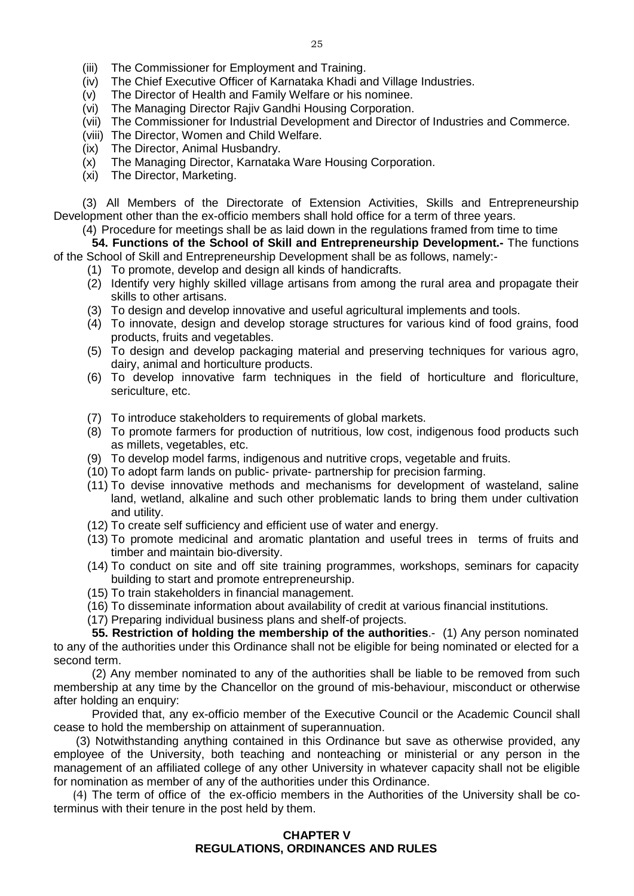(iii) The Commissioner for Employment and Training.
(iv) The Chief Executive Officer of Karnataka Khadi and Village Industries.
(v) The Director of Health and Family Welfare or his nominee.
(vi) The Managing Director Rajiv Gandhi Housing Corporation.
(vii) The Commissioner for Industrial Development and Director of Industries and Commerce.
(viii) The Director, Women and Child Welfare.
(ix) The Director, Animal Husbandry.
(x) The Managing Director, Karnataka Ware Housing Corporation.
(xi) The Director, Marketing.

(3) All Members of the Directorate of Extension Activities, Skills and Entrepreneurship Development other than the ex-officio members shall hold office for a term of three years.

(4) Procedure for meetings shall be as laid down in the regulations framed from time to time

**54. Functions of the School of Skill and Entrepreneurship Development.-** The functions of the School of Skill and Entrepreneurship Development shall be as follows, namely:-

(1) To promote, develop and design all kinds of handicrafts.
(2) Identify very highly skilled village artisans from among the rural area and propagate their skills to other artisans.
(3) To design and develop innovative and useful agricultural implements and tools.
(4) To innovate, design and develop storage structures for various kind of food grains, food products, fruits and vegetables.
(5) To design and develop packaging material and preserving techniques for various agro, dairy, animal and horticulture products.
(6) To develop innovative farm techniques in the field of horticulture and floriculture, sericulture, etc.
(7) To introduce stakeholders to requirements of global markets.
(8) To promote farmers for production of nutritious, low cost, indigenous food products such as millets, vegetables, etc.
(9) To develop model farms, indigenous and nutritive crops, vegetable and fruits.
(10) To adopt farm lands on public- private- partnership for precision farming.
(11) To devise innovative methods and mechanisms for development of wasteland, saline land, wetland, alkaline and such other problematic lands to bring them under cultivation and utility.
(12) To create self sufficiency and efficient use of water and energy.
(13) To promote medicinal and aromatic plantation and useful trees in terms of fruits and timber and maintain bio-diversity.
(14) To conduct on site and off site training programmes, workshops, seminars for capacity building to start and promote entrepreneurship.
(15) To train stakeholders in financial management.
(16) To disseminate information about availability of credit at various financial institutions.
(17) Preparing individual business plans and shelf-of projects.

**55. Restriction of holding the membership of the authorities**.- (1) Any person nominated to any of the authorities under this Ordinance shall not be eligible for being nominated or elected for a second term.

(2) Any member nominated to any of the authorities shall be liable to be removed from such membership at any time by the Chancellor on the ground of mis-behaviour, misconduct or otherwise after holding an enquiry:

Provided that, any ex-officio member of the Executive Council or the Academic Council shall cease to hold the membership on attainment of superannuation.

(3) Notwithstanding anything contained in this Ordinance but save as otherwise provided, any employee of the University, both teaching and nonteaching or ministerial or any person in the management of an affiliated college of any other University in whatever capacity shall not be eligible for nomination as member of any of the authorities under this Ordinance.

(4) The term of office of the ex-officio members in the Authorities of the University shall be co-terminus with their tenure in the post held by them.

## CHAPTER V
## REGULATIONS, ORDINANCES AND RULES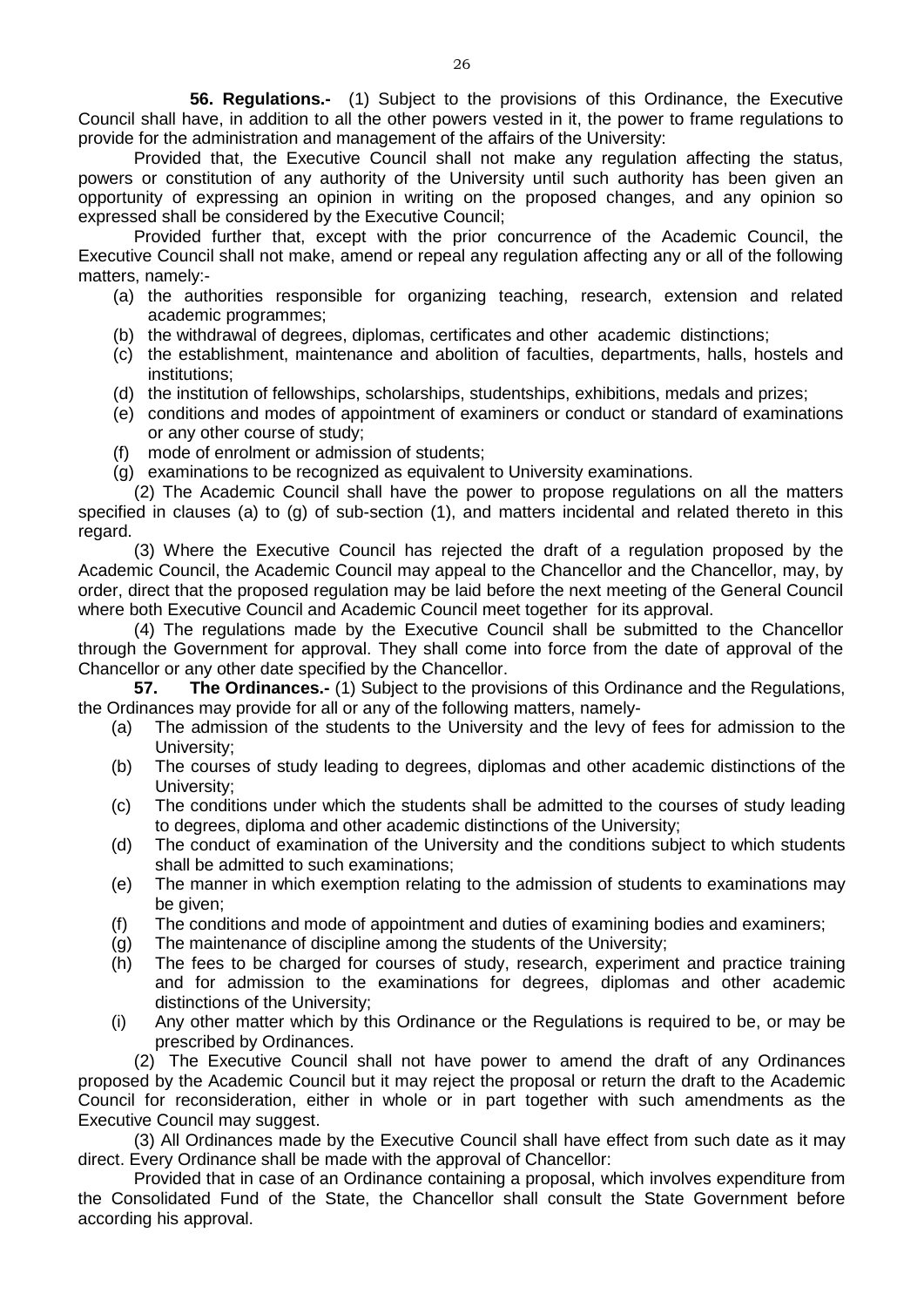**56. Regulations.-** (1) Subject to the provisions of this Ordinance, the Executive Council shall have, in addition to all the other powers vested in it, the power to frame regulations to provide for the administration and management of the affairs of the University:

Provided that, the Executive Council shall not make any regulation affecting the status, powers or constitution of any authority of the University until such authority has been given an opportunity of expressing an opinion in writing on the proposed changes, and any opinion so expressed shall be considered by the Executive Council;

Provided further that, except with the prior concurrence of the Academic Council, the Executive Council shall not make, amend or repeal any regulation affecting any or all of the following matters, namely:-

- (a) the authorities responsible for organizing teaching, research, extension and related academic programmes;
- (b) the withdrawal of degrees, diplomas, certificates and other academic distinctions;
- (c) the establishment, maintenance and abolition of faculties, departments, halls, hostels and institutions;
- (d) the institution of fellowships, scholarships, studentships, exhibitions, medals and prizes;
- (e) conditions and modes of appointment of examiners or conduct or standard of examinations or any other course of study;
- (f) mode of enrolment or admission of students;
- (g) examinations to be recognized as equivalent to University examinations.

(2) The Academic Council shall have the power to propose regulations on all the matters specified in clauses (a) to (g) of sub-section (1), and matters incidental and related thereto in this regard.

(3) Where the Executive Council has rejected the draft of a regulation proposed by the Academic Council, the Academic Council may appeal to the Chancellor and the Chancellor, may, by order, direct that the proposed regulation may be laid before the next meeting of the General Council where both Executive Council and Academic Council meet together for its approval.

(4) The regulations made by the Executive Council shall be submitted to the Chancellor through the Government for approval. They shall come into force from the date of approval of the Chancellor or any other date specified by the Chancellor.

**57. The Ordinances.-** (1) Subject to the provisions of this Ordinance and the Regulations, the Ordinances may provide for all or any of the following matters, namely-

- (a) The admission of the students to the University and the levy of fees for admission to the University;
- (b) The courses of study leading to degrees, diplomas and other academic distinctions of the University;
- (c) The conditions under which the students shall be admitted to the courses of study leading to degrees, diploma and other academic distinctions of the University;
- (d) The conduct of examination of the University and the conditions subject to which students shall be admitted to such examinations;
- (e) The manner in which exemption relating to the admission of students to examinations may be given;
- (f) The conditions and mode of appointment and duties of examining bodies and examiners;
- (g) The maintenance of discipline among the students of the University;
- (h) The fees to be charged for courses of study, research, experiment and practice training and for admission to the examinations for degrees, diplomas and other academic distinctions of the University;
- (i) Any other matter which by this Ordinance or the Regulations is required to be, or may be prescribed by Ordinances.

(2) The Executive Council shall not have power to amend the draft of any Ordinances proposed by the Academic Council but it may reject the proposal or return the draft to the Academic Council for reconsideration, either in whole or in part together with such amendments as the Executive Council may suggest.

(3) All Ordinances made by the Executive Council shall have effect from such date as it may direct. Every Ordinance shall be made with the approval of Chancellor:

Provided that in case of an Ordinance containing a proposal, which involves expenditure from the Consolidated Fund of the State, the Chancellor shall consult the State Government before according his approval.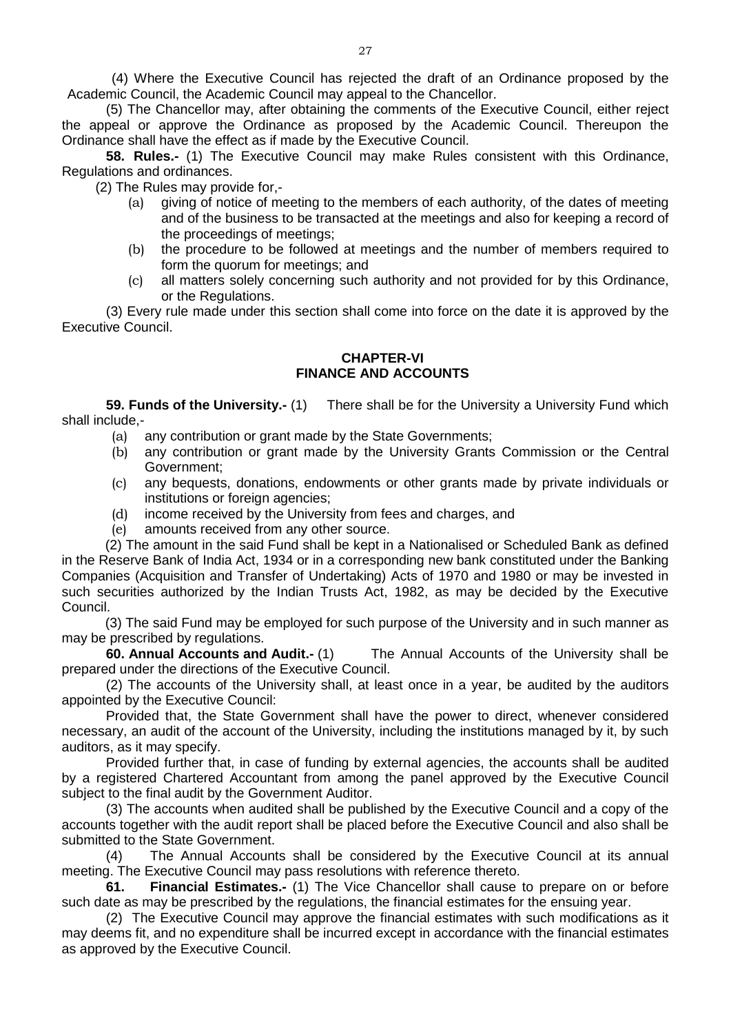(4) Where the Executive Council has rejected the draft of an Ordinance proposed by the Academic Council, the Academic Council may appeal to the Chancellor.

(5) The Chancellor may, after obtaining the comments of the Executive Council, either reject the appeal or approve the Ordinance as proposed by the Academic Council. Thereupon the Ordinance shall have the effect as if made by the Executive Council.

**58. Rules.-** (1) The Executive Council may make Rules consistent with this Ordinance, Regulations and ordinances.

(2) The Rules may provide for,-

(a) giving of notice of meeting to the members of each authority, of the dates of meeting and of the business to be transacted at the meetings and also for keeping a record of the proceedings of meetings;

(b) the procedure to be followed at meetings and the number of members required to form the quorum for meetings; and

(c) all matters solely concerning such authority and not provided for by this Ordinance, or the Regulations.

(3) Every rule made under this section shall come into force on the date it is approved by the Executive Council.

## CHAPTER-VI
## FINANCE AND ACCOUNTS

**59. Funds of the University.-** (1) There shall be for the University a University Fund which shall include,-

(a) any contribution or grant made by the State Governments;

(b) any contribution or grant made by the University Grants Commission or the Central Government;

(c) any bequests, donations, endowments or other grants made by private individuals or institutions or foreign agencies;

(d) income received by the University from fees and charges, and

(e) amounts received from any other source.

(2) The amount in the said Fund shall be kept in a Nationalised or Scheduled Bank as defined in the Reserve Bank of India Act, 1934 or in a corresponding new bank constituted under the Banking Companies (Acquisition and Transfer of Undertaking) Acts of 1970 and 1980 or may be invested in such securities authorized by the Indian Trusts Act, 1982, as may be decided by the Executive Council.

(3) The said Fund may be employed for such purpose of the University and in such manner as may be prescribed by regulations.

**60. Annual Accounts and Audit.-** (1) The Annual Accounts of the University shall be prepared under the directions of the Executive Council.

(2) The accounts of the University shall, at least once in a year, be audited by the auditors appointed by the Executive Council:

Provided that, the State Government shall have the power to direct, whenever considered necessary, an audit of the account of the University, including the institutions managed by it, by such auditors, as it may specify.

Provided further that, in case of funding by external agencies, the accounts shall be audited by a registered Chartered Accountant from among the panel approved by the Executive Council subject to the final audit by the Government Auditor.

(3) The accounts when audited shall be published by the Executive Council and a copy of the accounts together with the audit report shall be placed before the Executive Council and also shall be submitted to the State Government.

(4) The Annual Accounts shall be considered by the Executive Council at its annual meeting. The Executive Council may pass resolutions with reference thereto.

**61. Financial Estimates.-** (1) The Vice Chancellor shall cause to prepare on or before such date as may be prescribed by the regulations, the financial estimates for the ensuing year.

(2) The Executive Council may approve the financial estimates with such modifications as it may deems fit, and no expenditure shall be incurred except in accordance with the financial estimates as approved by the Executive Council.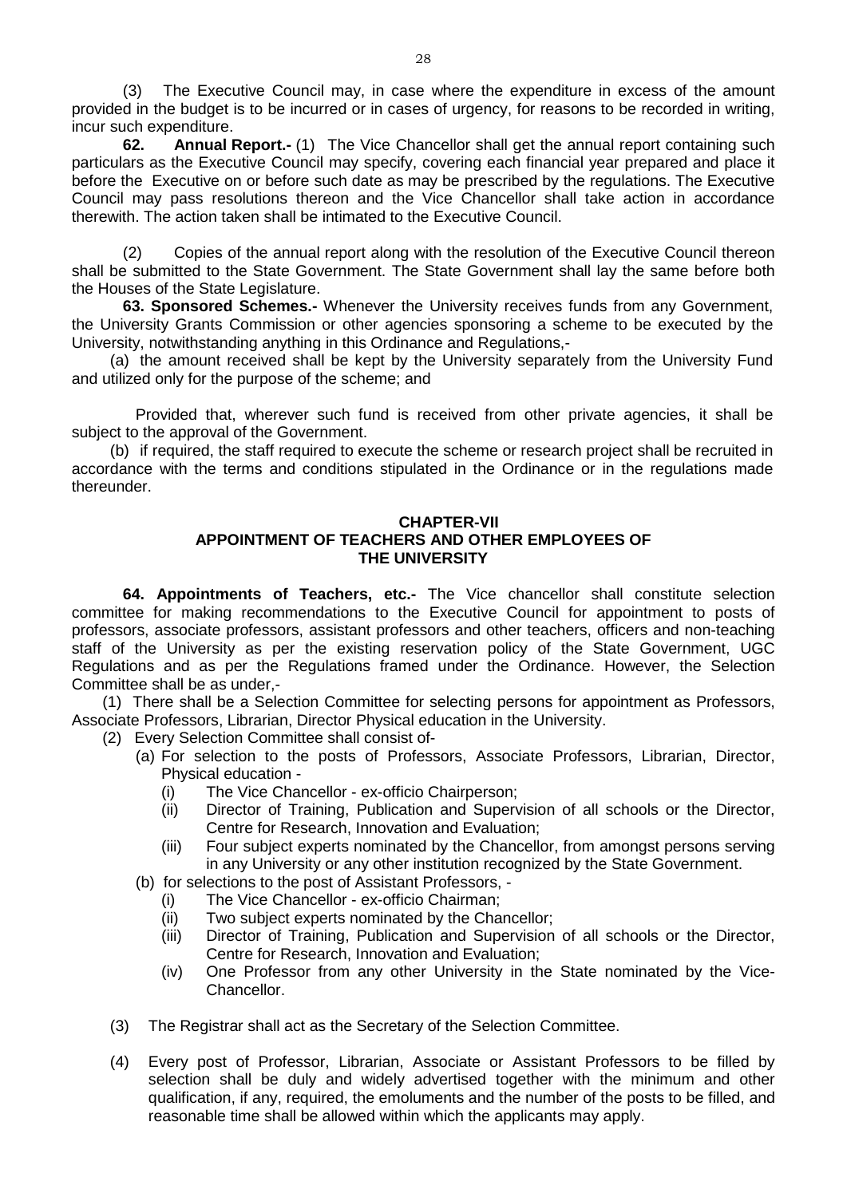(3) The Executive Council may, in case where the expenditure in excess of the amount provided in the budget is to be incurred or in cases of urgency, for reasons to be recorded in writing, incur such expenditure.

**62. Annual Report.-** (1) The Vice Chancellor shall get the annual report containing such particulars as the Executive Council may specify, covering each financial year prepared and place it before the Executive on or before such date as may be prescribed by the regulations. The Executive Council may pass resolutions thereon and the Vice Chancellor shall take action in accordance therewith. The action taken shall be intimated to the Executive Council.

(2) Copies of the annual report along with the resolution of the Executive Council thereon shall be submitted to the State Government. The State Government shall lay the same before both the Houses of the State Legislature.

**63. Sponsored Schemes.-** Whenever the University receives funds from any Government, the University Grants Commission or other agencies sponsoring a scheme to be executed by the University, notwithstanding anything in this Ordinance and Regulations,-

(a) the amount received shall be kept by the University separately from the University Fund and utilized only for the purpose of the scheme; and

Provided that, wherever such fund is received from other private agencies, it shall be subject to the approval of the Government.

(b) if required, the staff required to execute the scheme or research project shall be recruited in accordance with the terms and conditions stipulated in the Ordinance or in the regulations made thereunder.

## CHAPTER-VII
## APPOINTMENT OF TEACHERS AND OTHER EMPLOYEES OF THE UNIVERSITY

**64. Appointments of Teachers, etc.-** The Vice chancellor shall constitute selection committee for making recommendations to the Executive Council for appointment to posts of professors, associate professors, assistant professors and other teachers, officers and non-teaching staff of the University as per the existing reservation policy of the State Government, UGC Regulations and as per the Regulations framed under the Ordinance. However, the Selection Committee shall be as under,-

(1) There shall be a Selection Committee for selecting persons for appointment as Professors, Associate Professors, Librarian, Director Physical education in the University.

(2) Every Selection Committee shall consist of-

- (a) For selection to the posts of Professors, Associate Professors, Librarian, Director, Physical education -
  - (i) The Vice Chancellor - ex-officio Chairperson;
  - (ii) Director of Training, Publication and Supervision of all schools or the Director, Centre for Research, Innovation and Evaluation;
  - (iii) Four subject experts nominated by the Chancellor, from amongst persons serving in any University or any other institution recognized by the State Government.
- (b) for selections to the post of Assistant Professors, -
  - (i) The Vice Chancellor - ex-officio Chairman;
  - (ii) Two subject experts nominated by the Chancellor;
  - (iii) Director of Training, Publication and Supervision of all schools or the Director, Centre for Research, Innovation and Evaluation;
  - (iv) One Professor from any other University in the State nominated by the Vice-Chancellor.

(3) The Registrar shall act as the Secretary of the Selection Committee.

(4) Every post of Professor, Librarian, Associate or Assistant Professors to be filled by selection shall be duly and widely advertised together with the minimum and other qualification, if any, required, the emoluments and the number of the posts to be filled, and reasonable time shall be allowed within which the applicants may apply.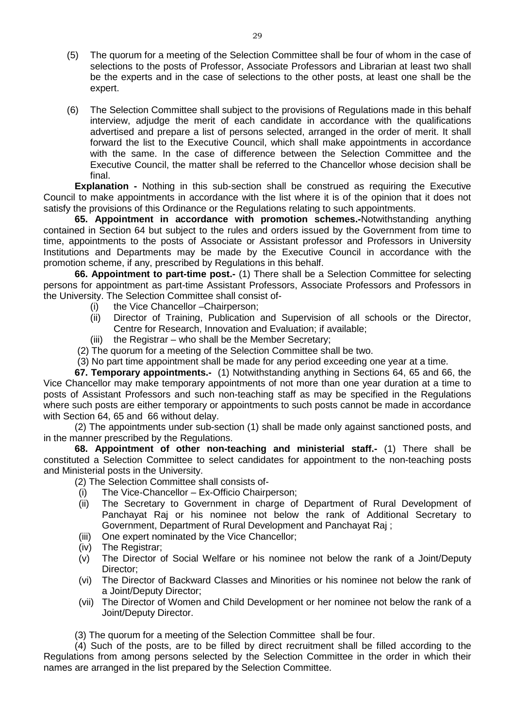(5) The quorum for a meeting of the Selection Committee shall be four of whom in the case of selections to the posts of Professor, Associate Professors and Librarian at least two shall be the experts and in the case of selections to the other posts, at least one shall be the expert.

(6) The Selection Committee shall subject to the provisions of Regulations made in this behalf interview, adjudge the merit of each candidate in accordance with the qualifications advertised and prepare a list of persons selected, arranged in the order of merit. It shall forward the list to the Executive Council, which shall make appointments in accordance with the same. In the case of difference between the Selection Committee and the Executive Council, the matter shall be referred to the Chancellor whose decision shall be final.

**Explanation -** Nothing in this sub-section shall be construed as requiring the Executive Council to make appointments in accordance with the list where it is of the opinion that it does not satisfy the provisions of this Ordinance or the Regulations relating to such appointments.

**65. Appointment in accordance with promotion schemes.-**Notwithstanding anything contained in Section 64 but subject to the rules and orders issued by the Government from time to time, appointments to the posts of Associate or Assistant professor and Professors in University Institutions and Departments may be made by the Executive Council in accordance with the promotion scheme, if any, prescribed by Regulations in this behalf.

**66. Appointment to part-time post.-** (1) There shall be a Selection Committee for selecting persons for appointment as part-time Assistant Professors, Associate Professors and Professors in the University. The Selection Committee shall consist of-

(i) the Vice Chancellor –Chairperson;

(ii) Director of Training, Publication and Supervision of all schools or the Director, Centre for Research, Innovation and Evaluation; if available;

(iii) the Registrar – who shall be the Member Secretary;

(2) The quorum for a meeting of the Selection Committee shall be two.

(3) No part time appointment shall be made for any period exceeding one year at a time.

**67. Temporary appointments.-** (1) Notwithstanding anything in Sections 64, 65 and 66, the Vice Chancellor may make temporary appointments of not more than one year duration at a time to posts of Assistant Professors and such non-teaching staff as may be specified in the Regulations where such posts are either temporary or appointments to such posts cannot be made in accordance with Section 64, 65 and 66 without delay.

(2) The appointments under sub-section (1) shall be made only against sanctioned posts, and in the manner prescribed by the Regulations.

**68. Appointment of other non-teaching and ministerial staff.-** (1) There shall be constituted a Selection Committee to select candidates for appointment to the non-teaching posts and Ministerial posts in the University.

(2) The Selection Committee shall consists of-

(i) The Vice-Chancellor – Ex-Officio Chairperson;

(ii) The Secretary to Government in charge of Department of Rural Development of Panchayat Raj or his nominee not below the rank of Additional Secretary to Government, Department of Rural Development and Panchayat Raj ;

(iii) One expert nominated by the Vice Chancellor;

(iv) The Registrar;

(v) The Director of Social Welfare or his nominee not below the rank of a Joint/Deputy Director;

(vi) The Director of Backward Classes and Minorities or his nominee not below the rank of a Joint/Deputy Director;

(vii) The Director of Women and Child Development or her nominee not below the rank of a Joint/Deputy Director.

(3) The quorum for a meeting of the Selection Committee shall be four.

(4) Such of the posts, are to be filled by direct recruitment shall be filled according to the Regulations from among persons selected by the Selection Committee in the order in which their names are arranged in the list prepared by the Selection Committee.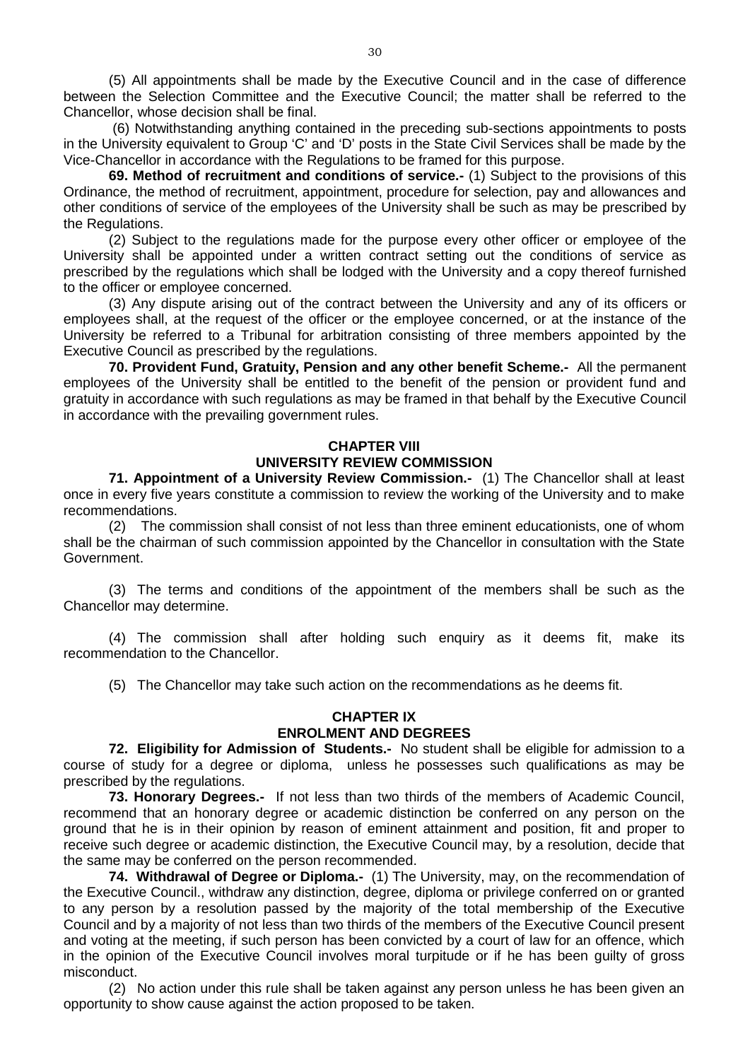(5) All appointments shall be made by the Executive Council and in the case of difference between the Selection Committee and the Executive Council; the matter shall be referred to the Chancellor, whose decision shall be final.

(6) Notwithstanding anything contained in the preceding sub-sections appointments to posts in the University equivalent to Group 'C' and 'D' posts in the State Civil Services shall be made by the Vice-Chancellor in accordance with the Regulations to be framed for this purpose.

**69. Method of recruitment and conditions of service.-** (1) Subject to the provisions of this Ordinance, the method of recruitment, appointment, procedure for selection, pay and allowances and other conditions of service of the employees of the University shall be such as may be prescribed by the Regulations.

(2) Subject to the regulations made for the purpose every other officer or employee of the University shall be appointed under a written contract setting out the conditions of service as prescribed by the regulations which shall be lodged with the University and a copy thereof furnished to the officer or employee concerned.

(3) Any dispute arising out of the contract between the University and any of its officers or employees shall, at the request of the officer or the employee concerned, or at the instance of the University be referred to a Tribunal for arbitration consisting of three members appointed by the Executive Council as prescribed by the regulations.

**70. Provident Fund, Gratuity, Pension and any other benefit Scheme.-** All the permanent employees of the University shall be entitled to the benefit of the pension or provident fund and gratuity in accordance with such regulations as may be framed in that behalf by the Executive Council in accordance with the prevailing government rules.

## CHAPTER VIII
## UNIVERSITY REVIEW COMMISSION

**71. Appointment of a University Review Commission.-** (1) The Chancellor shall at least once in every five years constitute a commission to review the working of the University and to make recommendations.

(2) The commission shall consist of not less than three eminent educationists, one of whom shall be the chairman of such commission appointed by the Chancellor in consultation with the State Government.

(3) The terms and conditions of the appointment of the members shall be such as the Chancellor may determine.

(4) The commission shall after holding such enquiry as it deems fit, make its recommendation to the Chancellor.

(5) The Chancellor may take such action on the recommendations as he deems fit.

## CHAPTER IX
## ENROLMENT AND DEGREES

**72. Eligibility for Admission of Students.-** No student shall be eligible for admission to a course of study for a degree or diploma, unless he possesses such qualifications as may be prescribed by the regulations.

**73. Honorary Degrees.-** If not less than two thirds of the members of Academic Council, recommend that an honorary degree or academic distinction be conferred on any person on the ground that he is in their opinion by reason of eminent attainment and position, fit and proper to receive such degree or academic distinction, the Executive Council may, by a resolution, decide that the same may be conferred on the person recommended.

**74. Withdrawal of Degree or Diploma.-** (1) The University, may, on the recommendation of the Executive Council., withdraw any distinction, degree, diploma or privilege conferred on or granted to any person by a resolution passed by the majority of the total membership of the Executive Council and by a majority of not less than two thirds of the members of the Executive Council present and voting at the meeting, if such person has been convicted by a court of law for an offence, which in the opinion of the Executive Council involves moral turpitude or if he has been guilty of gross misconduct.

(2) No action under this rule shall be taken against any person unless he has been given an opportunity to show cause against the action proposed to be taken.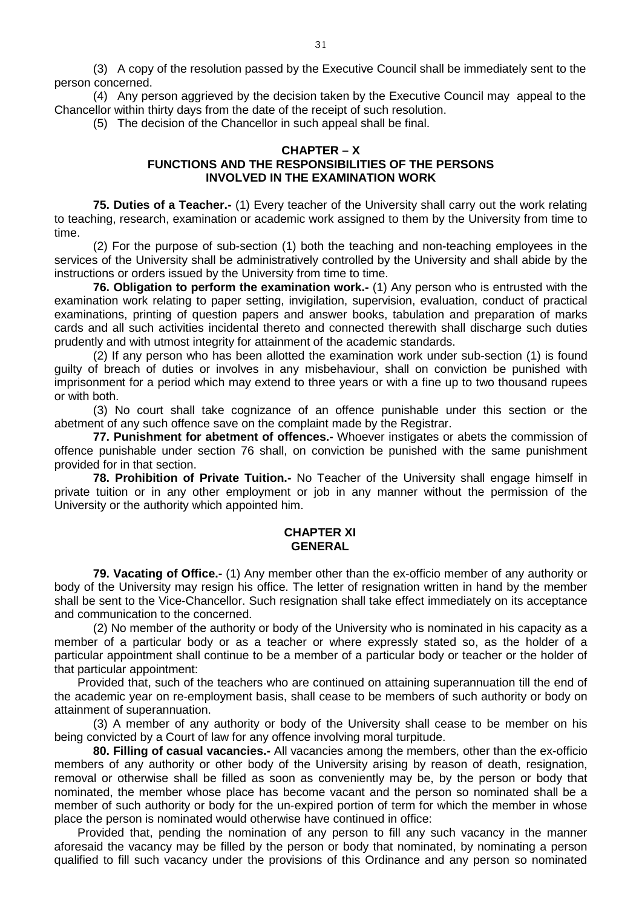(3) A copy of the resolution passed by the Executive Council shall be immediately sent to the person concerned.

(4) Any person aggrieved by the decision taken by the Executive Council may appeal to the Chancellor within thirty days from the date of the receipt of such resolution.

(5) The decision of the Chancellor in such appeal shall be final.

## CHAPTER – X
## FUNCTIONS AND THE RESPONSIBILITIES OF THE PERSONS INVOLVED IN THE EXAMINATION WORK

**75. Duties of a Teacher.-** (1) Every teacher of the University shall carry out the work relating to teaching, research, examination or academic work assigned to them by the University from time to time.

(2) For the purpose of sub-section (1) both the teaching and non-teaching employees in the services of the University shall be administratively controlled by the University and shall abide by the instructions or orders issued by the University from time to time.

**76. Obligation to perform the examination work.-** (1) Any person who is entrusted with the examination work relating to paper setting, invigilation, supervision, evaluation, conduct of practical examinations, printing of question papers and answer books, tabulation and preparation of marks cards and all such activities incidental thereto and connected therewith shall discharge such duties prudently and with utmost integrity for attainment of the academic standards.

(2) If any person who has been allotted the examination work under sub-section (1) is found guilty of breach of duties or involves in any misbehaviour, shall on conviction be punished with imprisonment for a period which may extend to three years or with a fine up to two thousand rupees or with both.

(3) No court shall take cognizance of an offence punishable under this section or the abetment of any such offence save on the complaint made by the Registrar.

**77. Punishment for abetment of offences.-** Whoever instigates or abets the commission of offence punishable under section 76 shall, on conviction be punished with the same punishment provided for in that section.

**78. Prohibition of Private Tuition.-** No Teacher of the University shall engage himself in private tuition or in any other employment or job in any manner without the permission of the University or the authority which appointed him.

## CHAPTER XI
## GENERAL

**79. Vacating of Office.-** (1) Any member other than the ex-officio member of any authority or body of the University may resign his office. The letter of resignation written in hand by the member shall be sent to the Vice-Chancellor. Such resignation shall take effect immediately on its acceptance and communication to the concerned.

(2) No member of the authority or body of the University who is nominated in his capacity as a member of a particular body or as a teacher or where expressly stated so, as the holder of a particular appointment shall continue to be a member of a particular body or teacher or the holder of that particular appointment:

Provided that, such of the teachers who are continued on attaining superannuation till the end of the academic year on re-employment basis, shall cease to be members of such authority or body on attainment of superannuation.

(3) A member of any authority or body of the University shall cease to be member on his being convicted by a Court of law for any offence involving moral turpitude.

**80. Filling of casual vacancies.-** All vacancies among the members, other than the ex-officio members of any authority or other body of the University arising by reason of death, resignation, removal or otherwise shall be filled as soon as conveniently may be, by the person or body that nominated, the member whose place has become vacant and the person so nominated shall be a member of such authority or body for the un-expired portion of term for which the member in whose place the person is nominated would otherwise have continued in office:

Provided that, pending the nomination of any person to fill any such vacancy in the manner aforesaid the vacancy may be filled by the person or body that nominated, by nominating a person qualified to fill such vacancy under the provisions of this Ordinance and any person so nominated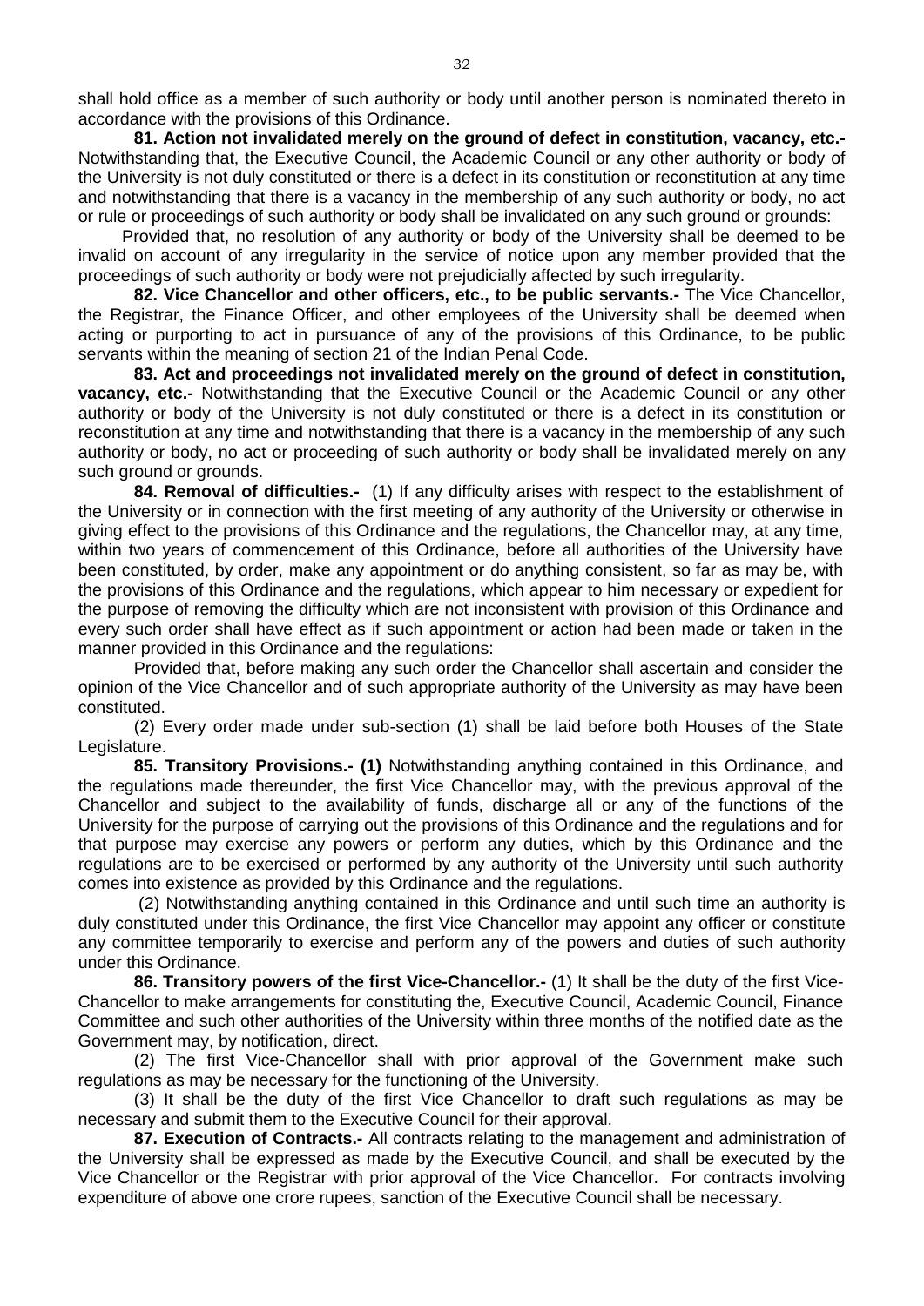shall hold office as a member of such authority or body until another person is nominated thereto in accordance with the provisions of this Ordinance.

**81. Action not invalidated merely on the ground of defect in constitution, vacancy, etc.-** Notwithstanding that, the Executive Council, the Academic Council or any other authority or body of the University is not duly constituted or there is a defect in its constitution or reconstitution at any time and notwithstanding that there is a vacancy in the membership of any such authority or body, no act or rule or proceedings of such authority or body shall be invalidated on any such ground or grounds:

Provided that, no resolution of any authority or body of the University shall be deemed to be invalid on account of any irregularity in the service of notice upon any member provided that the proceedings of such authority or body were not prejudicially affected by such irregularity.

**82. Vice Chancellor and other officers, etc., to be public servants.-** The Vice Chancellor, the Registrar, the Finance Officer, and other employees of the University shall be deemed when acting or purporting to act in pursuance of any of the provisions of this Ordinance, to be public servants within the meaning of section 21 of the Indian Penal Code.

**83. Act and proceedings not invalidated merely on the ground of defect in constitution, vacancy, etc.-** Notwithstanding that the Executive Council or the Academic Council or any other authority or body of the University is not duly constituted or there is a defect in its constitution or reconstitution at any time and notwithstanding that there is a vacancy in the membership of any such authority or body, no act or proceeding of such authority or body shall be invalidated merely on any such ground or grounds.

**84. Removal of difficulties.-** (1) If any difficulty arises with respect to the establishment of the University or in connection with the first meeting of any authority of the University or otherwise in giving effect to the provisions of this Ordinance and the regulations, the Chancellor may, at any time, within two years of commencement of this Ordinance, before all authorities of the University have been constituted, by order, make any appointment or do anything consistent, so far as may be, with the provisions of this Ordinance and the regulations, which appear to him necessary or expedient for the purpose of removing the difficulty which are not inconsistent with provision of this Ordinance and every such order shall have effect as if such appointment or action had been made or taken in the manner provided in this Ordinance and the regulations:

Provided that, before making any such order the Chancellor shall ascertain and consider the opinion of the Vice Chancellor and of such appropriate authority of the University as may have been constituted.

(2) Every order made under sub-section (1) shall be laid before both Houses of the State Legislature.

**85. Transitory Provisions.- (1)** Notwithstanding anything contained in this Ordinance, and the regulations made thereunder, the first Vice Chancellor may, with the previous approval of the Chancellor and subject to the availability of funds, discharge all or any of the functions of the University for the purpose of carrying out the provisions of this Ordinance and the regulations and for that purpose may exercise any powers or perform any duties, which by this Ordinance and the regulations are to be exercised or performed by any authority of the University until such authority comes into existence as provided by this Ordinance and the regulations.

(2) Notwithstanding anything contained in this Ordinance and until such time an authority is duly constituted under this Ordinance, the first Vice Chancellor may appoint any officer or constitute any committee temporarily to exercise and perform any of the powers and duties of such authority under this Ordinance.

**86. Transitory powers of the first Vice-Chancellor.-** (1) It shall be the duty of the first Vice-Chancellor to make arrangements for constituting the, Executive Council, Academic Council, Finance Committee and such other authorities of the University within three months of the notified date as the Government may, by notification, direct.

(2) The first Vice-Chancellor shall with prior approval of the Government make such regulations as may be necessary for the functioning of the University.

(3) It shall be the duty of the first Vice Chancellor to draft such regulations as may be necessary and submit them to the Executive Council for their approval.

**87. Execution of Contracts.-** All contracts relating to the management and administration of the University shall be expressed as made by the Executive Council, and shall be executed by the Vice Chancellor or the Registrar with prior approval of the Vice Chancellor. For contracts involving expenditure of above one crore rupees, sanction of the Executive Council shall be necessary.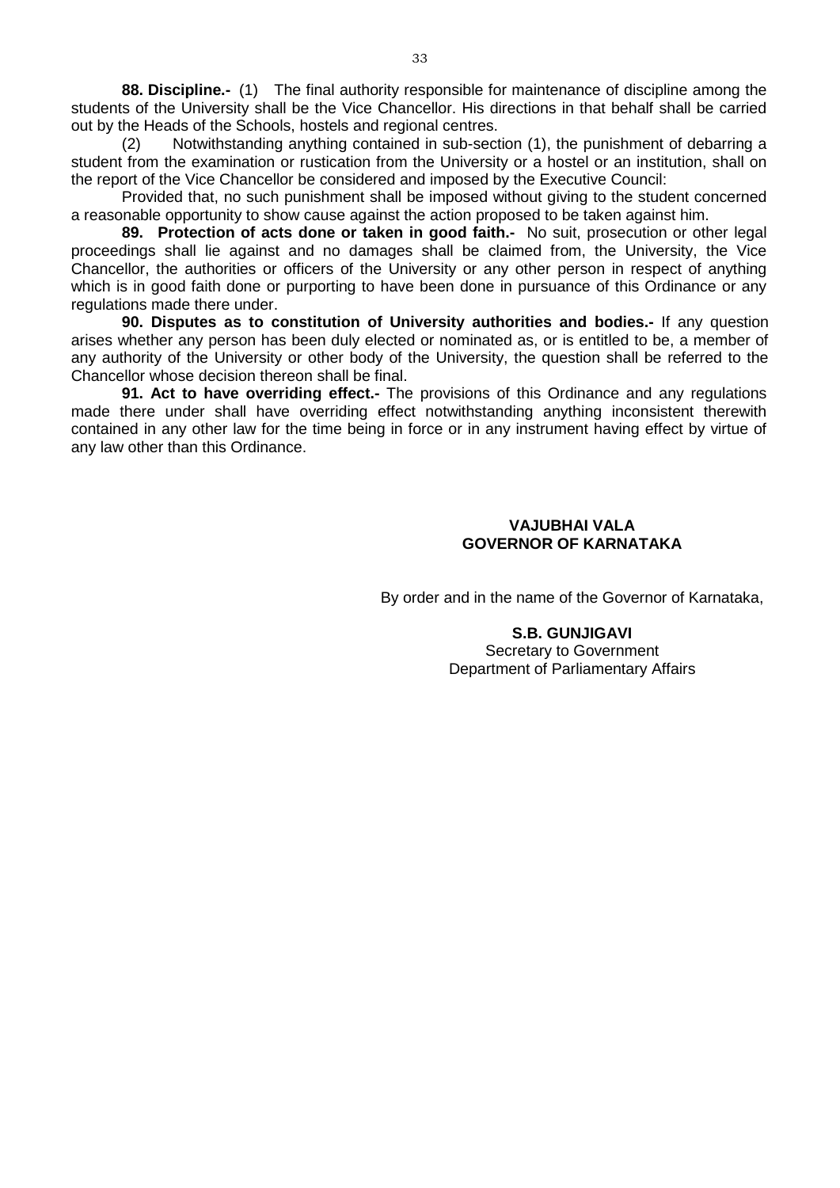**88. Discipline.-** (1) The final authority responsible for maintenance of discipline among the students of the University shall be the Vice Chancellor. His directions in that behalf shall be carried out by the Heads of the Schools, hostels and regional centres.

(2) Notwithstanding anything contained in sub-section (1), the punishment of debarring a student from the examination or rustication from the University or a hostel or an institution, shall on the report of the Vice Chancellor be considered and imposed by the Executive Council:

Provided that, no such punishment shall be imposed without giving to the student concerned a reasonable opportunity to show cause against the action proposed to be taken against him.

**89. Protection of acts done or taken in good faith.-** No suit, prosecution or other legal proceedings shall lie against and no damages shall be claimed from, the University, the Vice Chancellor, the authorities or officers of the University or any other person in respect of anything which is in good faith done or purporting to have been done in pursuance of this Ordinance or any regulations made there under.

**90. Disputes as to constitution of University authorities and bodies.-** If any question arises whether any person has been duly elected or nominated as, or is entitled to be, a member of any authority of the University or other body of the University, the question shall be referred to the Chancellor whose decision thereon shall be final.

**91. Act to have overriding effect.-** The provisions of this Ordinance and any regulations made there under shall have overriding effect notwithstanding anything inconsistent therewith contained in any other law for the time being in force or in any instrument having effect by virtue of any law other than this Ordinance.

**VAJUBHAI VALA**
**GOVERNOR OF KARNATAKA**

By order and in the name of the Governor of Karnataka,

**S.B. GUNJIGAVI**
Secretary to Government
Department of Parliamentary Affairs